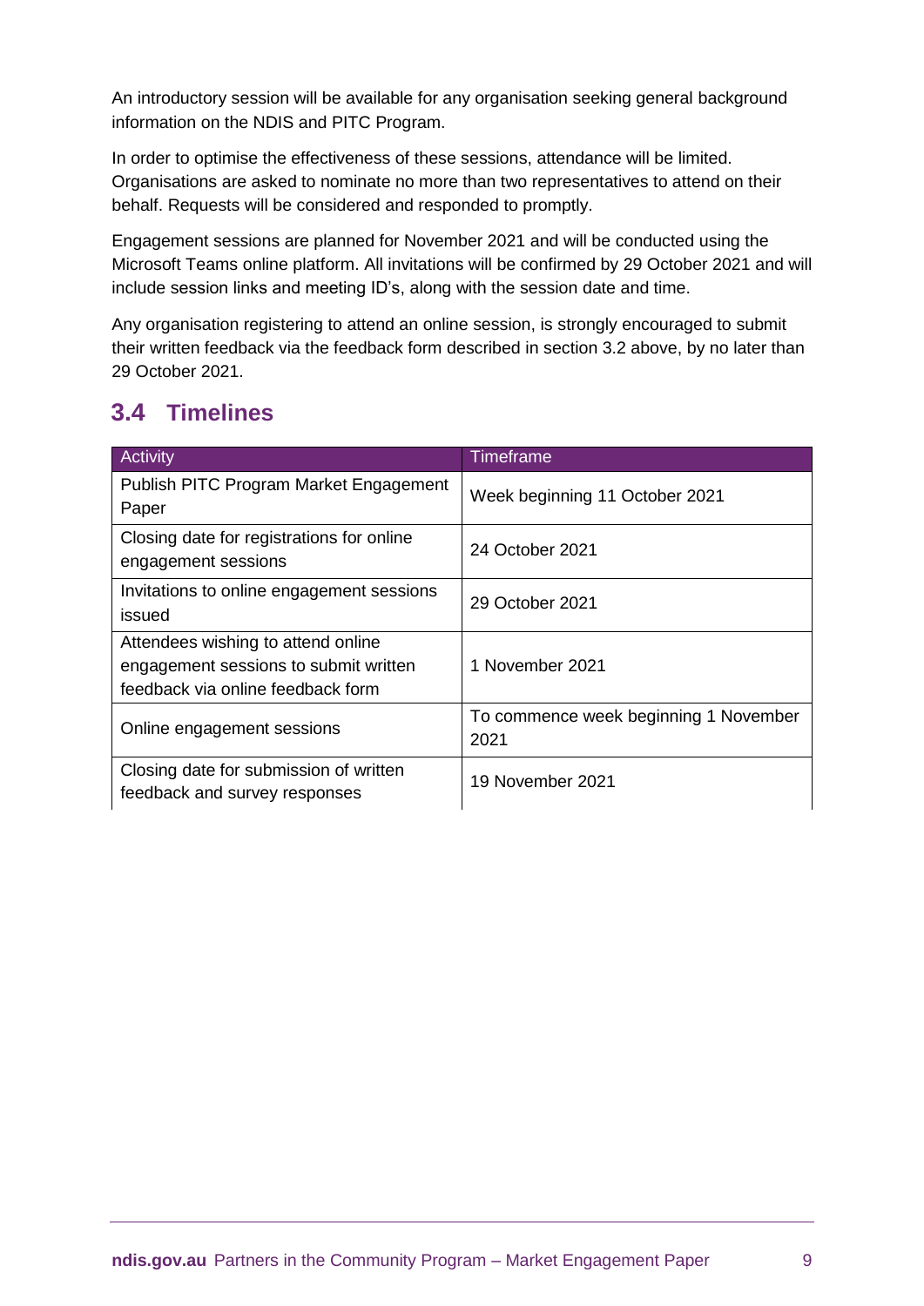An introductory session will be available for any organisation seeking general background information on the NDIS and PITC Program.

In order to optimise the effectiveness of these sessions, attendance will be limited. Organisations are asked to nominate no more than two representatives to attend on their behalf. Requests will be considered and responded to promptly.

Engagement sessions are planned for November 2021 and will be conducted using the Microsoft Teams online platform. All invitations will be confirmed by 29 October 2021 and will include session links and meeting ID's, along with the session date and time.

Any organisation registering to attend an online session, is strongly encouraged to submit their written feedback via the feedback form described in section 3.2 above, by no later than 29 October 2021.

## 3.4 Timelines

| Activity | Timeframe |
|---|---|
| Publish PITC Program Market Engagement Paper | Week beginning 11 October 2021 |
| Closing date for registrations for online engagement sessions | 24 October 2021 |
| Invitations to online engagement sessions issued | 29 October 2021 |
| Attendees wishing to attend online engagement sessions to submit written feedback via online feedback form | 1 November 2021 |
| Online engagement sessions | To commence week beginning 1 November 2021 |
| Closing date for submission of written feedback and survey responses | 19 November 2021 |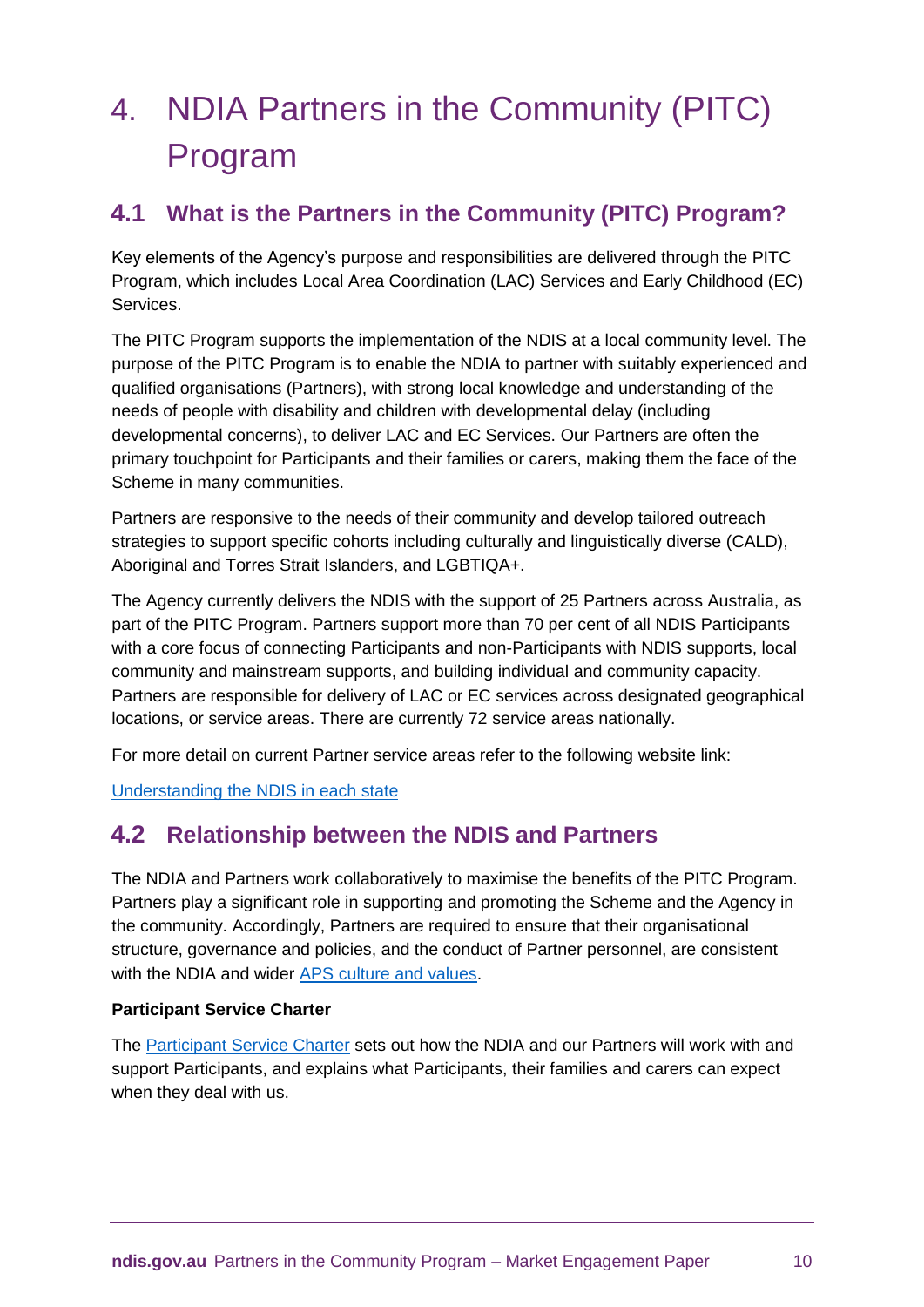# 4. NDIA Partners in the Community (PITC) Program

## 4.1 What is the Partners in the Community (PITC) Program?

Key elements of the Agency's purpose and responsibilities are delivered through the PITC Program, which includes Local Area Coordination (LAC) Services and Early Childhood (EC) Services.

The PITC Program supports the implementation of the NDIS at a local community level. The purpose of the PITC Program is to enable the NDIA to partner with suitably experienced and qualified organisations (Partners), with strong local knowledge and understanding of the needs of people with disability and children with developmental delay (including developmental concerns), to deliver LAC and EC Services. Our Partners are often the primary touchpoint for Participants and their families or carers, making them the face of the Scheme in many communities.

Partners are responsive to the needs of their community and develop tailored outreach strategies to support specific cohorts including culturally and linguistically diverse (CALD), Aboriginal and Torres Strait Islanders, and LGBTIQA+.

The Agency currently delivers the NDIS with the support of 25 Partners across Australia, as part of the PITC Program. Partners support more than 70 per cent of all NDIS Participants with a core focus of connecting Participants and non-Participants with NDIS supports, local community and mainstream supports, and building individual and community capacity. Partners are responsible for delivery of LAC or EC services across designated geographical locations, or service areas. There are currently 72 service areas nationally.

For more detail on current Partner service areas refer to the following website link:

[Understanding the NDIS in each state]

## 4.2 Relationship between the NDIS and Partners

The NDIA and Partners work collaboratively to maximise the benefits of the PITC Program. Partners play a significant role in supporting and promoting the Scheme and the Agency in the community. Accordingly, Partners are required to ensure that their organisational structure, governance and policies, and the conduct of Partner personnel, are consistent with the NDIA and wider APS culture and values.

**Participant Service Charter**

The Participant Service Charter sets out how the NDIA and our Partners will work with and support Participants, and explains what Participants, their families and carers can expect when they deal with us.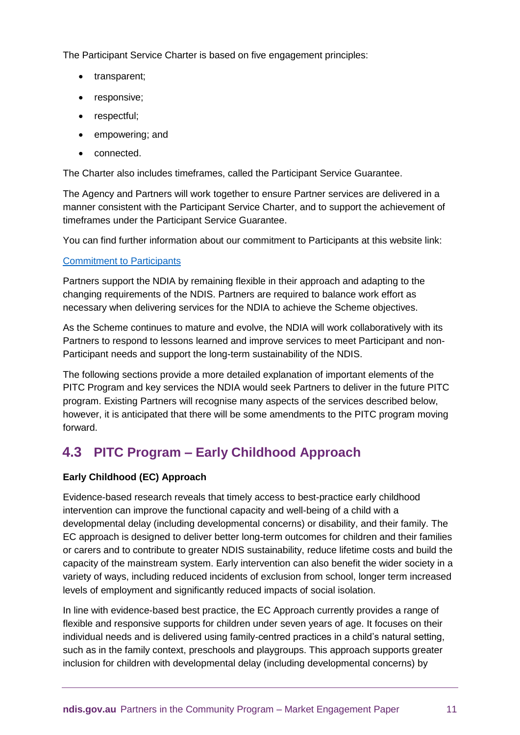The Participant Service Charter is based on five engagement principles:

- transparent;
- responsive;
- respectful;
- empowering; and
- connected.

The Charter also includes timeframes, called the Participant Service Guarantee.

The Agency and Partners will work together to ensure Partner services are delivered in a manner consistent with the Participant Service Charter, and to support the achievement of timeframes under the Participant Service Guarantee.

You can find further information about our commitment to Participants at this website link:

[Commitment to Participants]

Partners support the NDIA by remaining flexible in their approach and adapting to the changing requirements of the NDIS. Partners are required to balance work effort as necessary when delivering services for the NDIA to achieve the Scheme objectives.

As the Scheme continues to mature and evolve, the NDIA will work collaboratively with its Partners to respond to lessons learned and improve services to meet Participant and non-Participant needs and support the long-term sustainability of the NDIS.

The following sections provide a more detailed explanation of important elements of the PITC Program and key services the NDIA would seek Partners to deliver in the future PITC program. Existing Partners will recognise many aspects of the services described below, however, it is anticipated that there will be some amendments to the PITC program moving forward.

## 4.3 PITC Program – Early Childhood Approach

**Early Childhood (EC) Approach**

Evidence-based research reveals that timely access to best-practice early childhood intervention can improve the functional capacity and well-being of a child with a developmental delay (including developmental concerns) or disability, and their family. The EC approach is designed to deliver better long-term outcomes for children and their families or carers and to contribute to greater NDIS sustainability, reduce lifetime costs and build the capacity of the mainstream system. Early intervention can also benefit the wider society in a variety of ways, including reduced incidents of exclusion from school, longer term increased levels of employment and significantly reduced impacts of social isolation.

In line with evidence-based best practice, the EC Approach currently provides a range of flexible and responsive supports for children under seven years of age. It focuses on their individual needs and is delivered using family-centred practices in a child's natural setting, such as in the family context, preschools and playgroups. This approach supports greater inclusion for children with developmental delay (including developmental concerns) by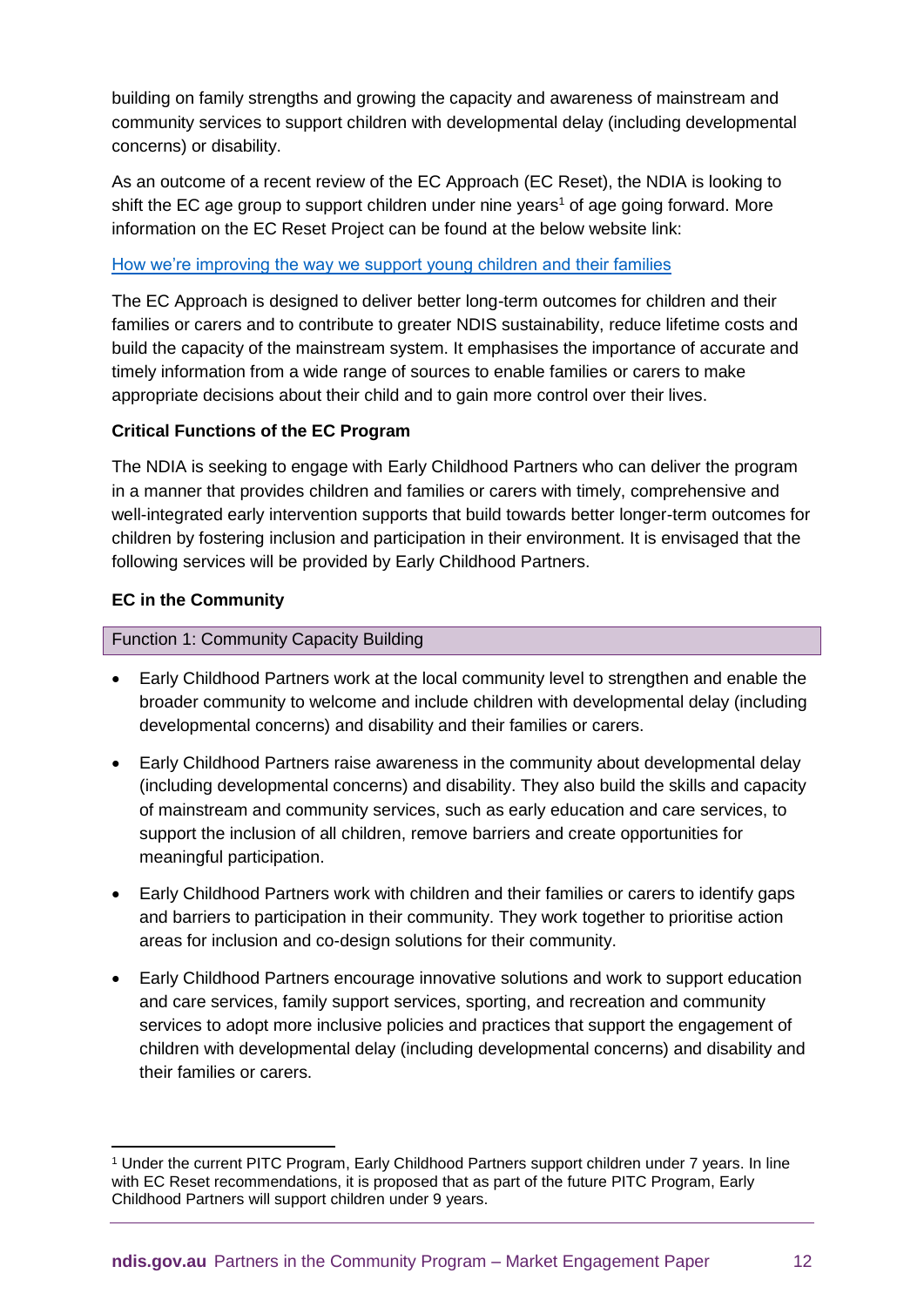building on family strengths and growing the capacity and awareness of mainstream and community services to support children with developmental delay (including developmental concerns) or disability.

As an outcome of a recent review of the EC Approach (EC Reset), the NDIA is looking to shift the EC age group to support children under nine years[1] of age going forward. More information on the EC Reset Project can be found at the below website link:

How we're improving the way we support young children and their families

The EC Approach is designed to deliver better long-term outcomes for children and their families or carers and to contribute to greater NDIS sustainability, reduce lifetime costs and build the capacity of the mainstream system. It emphasises the importance of accurate and timely information from a wide range of sources to enable families or carers to make appropriate decisions about their child and to gain more control over their lives.

**Critical Functions of the EC Program**

The NDIA is seeking to engage with Early Childhood Partners who can deliver the program in a manner that provides children and families or carers with timely, comprehensive and well-integrated early intervention supports that build towards better longer-term outcomes for children by fostering inclusion and participation in their environment. It is envisaged that the following services will be provided by Early Childhood Partners.

**EC in the Community**

| Function 1: Community Capacity Building |
| --- |

- Early Childhood Partners work at the local community level to strengthen and enable the broader community to welcome and include children with developmental delay (including developmental concerns) and disability and their families or carers.
- Early Childhood Partners raise awareness in the community about developmental delay (including developmental concerns) and disability. They also build the skills and capacity of mainstream and community services, such as early education and care services, to support the inclusion of all children, remove barriers and create opportunities for meaningful participation.
- Early Childhood Partners work with children and their families or carers to identify gaps and barriers to participation in their community. They work together to prioritise action areas for inclusion and co-design solutions for their community.
- Early Childhood Partners encourage innovative solutions and work to support education and care services, family support services, sporting, and recreation and community services to adopt more inclusive policies and practices that support the engagement of children with developmental delay (including developmental concerns) and disability and their families or carers.

[1] Under the current PITC Program, Early Childhood Partners support children under 7 years. In line with EC Reset recommendations, it is proposed that as part of the future PITC Program, Early Childhood Partners will support children under 9 years.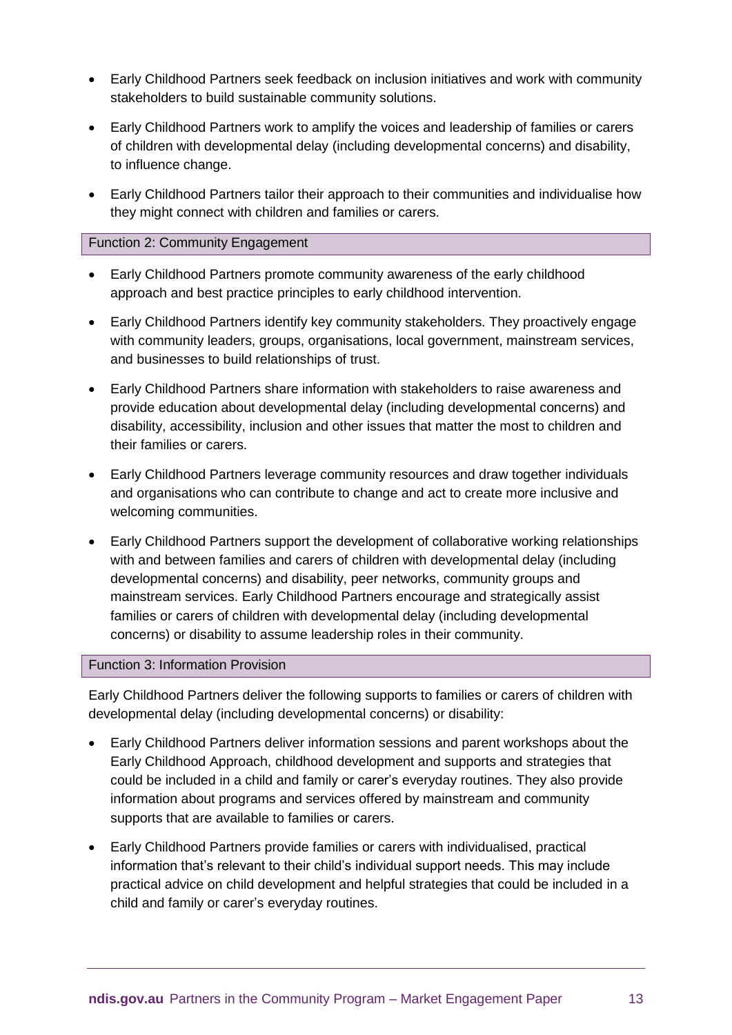- Early Childhood Partners seek feedback on inclusion initiatives and work with community stakeholders to build sustainable community solutions.
- Early Childhood Partners work to amplify the voices and leadership of families or carers of children with developmental delay (including developmental concerns) and disability, to influence change.
- Early Childhood Partners tailor their approach to their communities and individualise how they might connect with children and families or carers.

### Function 2: Community Engagement

- Early Childhood Partners promote community awareness of the early childhood approach and best practice principles to early childhood intervention.
- Early Childhood Partners identify key community stakeholders. They proactively engage with community leaders, groups, organisations, local government, mainstream services, and businesses to build relationships of trust.
- Early Childhood Partners share information with stakeholders to raise awareness and provide education about developmental delay (including developmental concerns) and disability, accessibility, inclusion and other issues that matter the most to children and their families or carers.
- Early Childhood Partners leverage community resources and draw together individuals and organisations who can contribute to change and act to create more inclusive and welcoming communities.
- Early Childhood Partners support the development of collaborative working relationships with and between families and carers of children with developmental delay (including developmental concerns) and disability, peer networks, community groups and mainstream services. Early Childhood Partners encourage and strategically assist families or carers of children with developmental delay (including developmental concerns) or disability to assume leadership roles in their community.

### Function 3: Information Provision

Early Childhood Partners deliver the following supports to families or carers of children with developmental delay (including developmental concerns) or disability:

- Early Childhood Partners deliver information sessions and parent workshops about the Early Childhood Approach, childhood development and supports and strategies that could be included in a child and family or carer's everyday routines. They also provide information about programs and services offered by mainstream and community supports that are available to families or carers.
- Early Childhood Partners provide families or carers with individualised, practical information that's relevant to their child's individual support needs. This may include practical advice on child development and helpful strategies that could be included in a child and family or carer's everyday routines.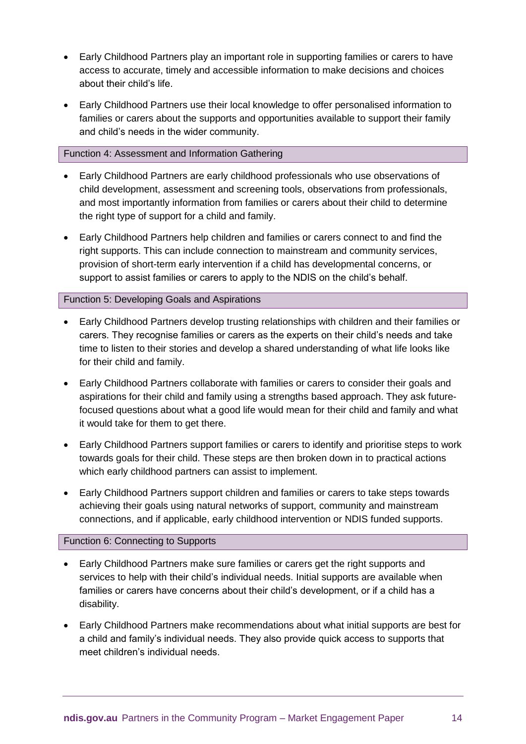- Early Childhood Partners play an important role in supporting families or carers to have access to accurate, timely and accessible information to make decisions and choices about their child's life.
- Early Childhood Partners use their local knowledge to offer personalised information to families or carers about the supports and opportunities available to support their family and child's needs in the wider community.

### Function 4: Assessment and Information Gathering

- Early Childhood Partners are early childhood professionals who use observations of child development, assessment and screening tools, observations from professionals, and most importantly information from families or carers about their child to determine the right type of support for a child and family.
- Early Childhood Partners help children and families or carers connect to and find the right supports. This can include connection to mainstream and community services, provision of short-term early intervention if a child has developmental concerns, or support to assist families or carers to apply to the NDIS on the child's behalf.

### Function 5: Developing Goals and Aspirations

- Early Childhood Partners develop trusting relationships with children and their families or carers. They recognise families or carers as the experts on their child's needs and take time to listen to their stories and develop a shared understanding of what life looks like for their child and family.
- Early Childhood Partners collaborate with families or carers to consider their goals and aspirations for their child and family using a strengths based approach. They ask future-focused questions about what a good life would mean for their child and family and what it would take for them to get there.
- Early Childhood Partners support families or carers to identify and prioritise steps to work towards goals for their child. These steps are then broken down in to practical actions which early childhood partners can assist to implement.
- Early Childhood Partners support children and families or carers to take steps towards achieving their goals using natural networks of support, community and mainstream connections, and if applicable, early childhood intervention or NDIS funded supports.

### Function 6: Connecting to Supports

- Early Childhood Partners make sure families or carers get the right supports and services to help with their child's individual needs. Initial supports are available when families or carers have concerns about their child's development, or if a child has a disability.
- Early Childhood Partners make recommendations about what initial supports are best for a child and family's individual needs. They also provide quick access to supports that meet children's individual needs.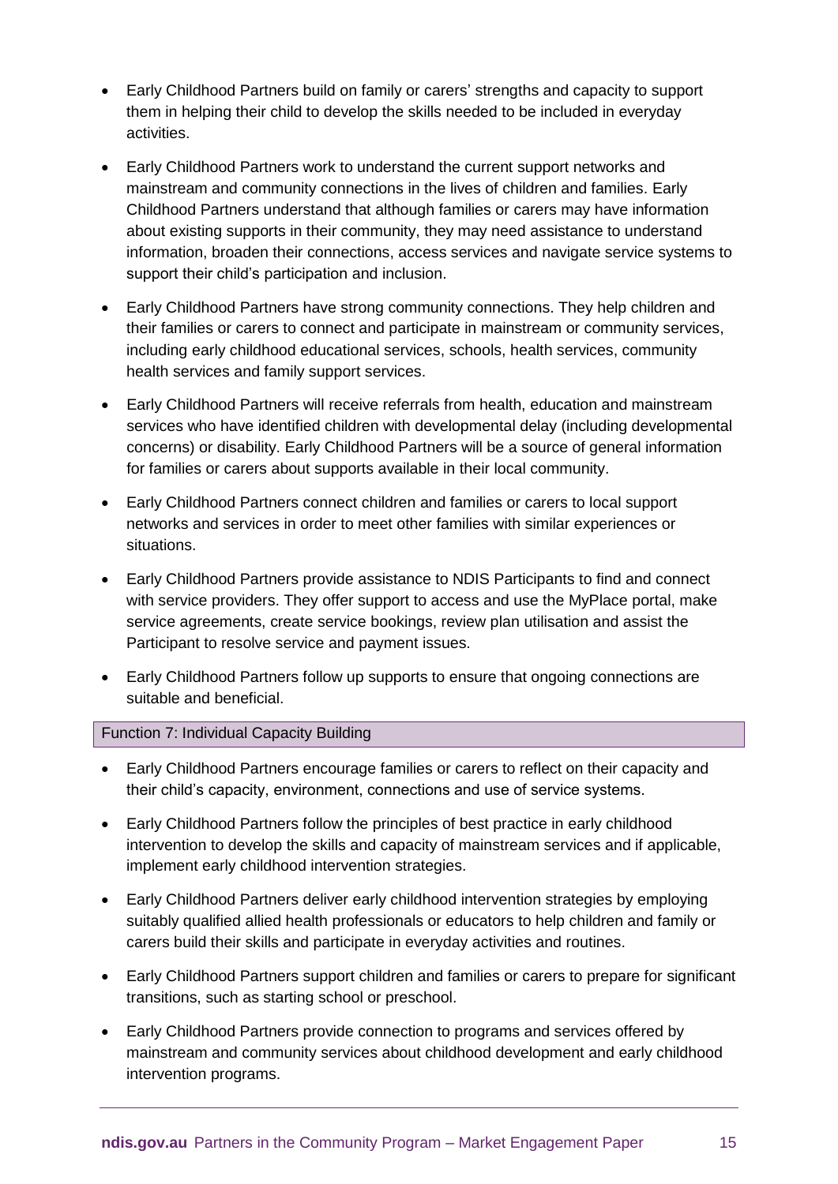- Early Childhood Partners build on family or carers' strengths and capacity to support them in helping their child to develop the skills needed to be included in everyday activities.
- Early Childhood Partners work to understand the current support networks and mainstream and community connections in the lives of children and families. Early Childhood Partners understand that although families or carers may have information about existing supports in their community, they may need assistance to understand information, broaden their connections, access services and navigate service systems to support their child's participation and inclusion.
- Early Childhood Partners have strong community connections. They help children and their families or carers to connect and participate in mainstream or community services, including early childhood educational services, schools, health services, community health services and family support services.
- Early Childhood Partners will receive referrals from health, education and mainstream services who have identified children with developmental delay (including developmental concerns) or disability. Early Childhood Partners will be a source of general information for families or carers about supports available in their local community.
- Early Childhood Partners connect children and families or carers to local support networks and services in order to meet other families with similar experiences or situations.
- Early Childhood Partners provide assistance to NDIS Participants to find and connect with service providers. They offer support to access and use the MyPlace portal, make service agreements, create service bookings, review plan utilisation and assist the Participant to resolve service and payment issues.
- Early Childhood Partners follow up supports to ensure that ongoing connections are suitable and beneficial.

### Function 7: Individual Capacity Building

- Early Childhood Partners encourage families or carers to reflect on their capacity and their child's capacity, environment, connections and use of service systems.
- Early Childhood Partners follow the principles of best practice in early childhood intervention to develop the skills and capacity of mainstream services and if applicable, implement early childhood intervention strategies.
- Early Childhood Partners deliver early childhood intervention strategies by employing suitably qualified allied health professionals or educators to help children and family or carers build their skills and participate in everyday activities and routines.
- Early Childhood Partners support children and families or carers to prepare for significant transitions, such as starting school or preschool.
- Early Childhood Partners provide connection to programs and services offered by mainstream and community services about childhood development and early childhood intervention programs.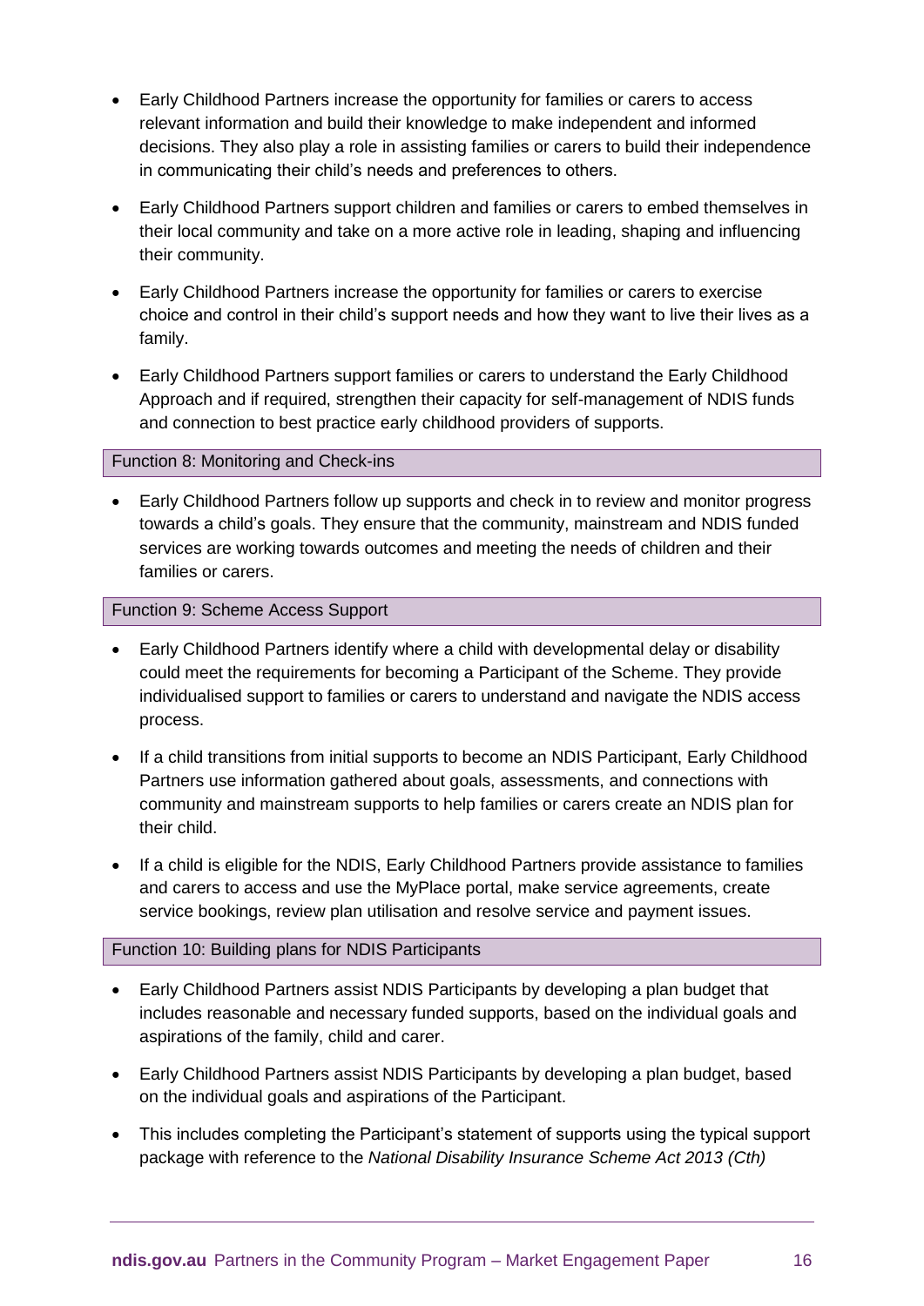- Early Childhood Partners increase the opportunity for families or carers to access relevant information and build their knowledge to make independent and informed decisions. They also play a role in assisting families or carers to build their independence in communicating their child's needs and preferences to others.
- Early Childhood Partners support children and families or carers to embed themselves in their local community and take on a more active role in leading, shaping and influencing their community.
- Early Childhood Partners increase the opportunity for families or carers to exercise choice and control in their child's support needs and how they want to live their lives as a family.
- Early Childhood Partners support families or carers to understand the Early Childhood Approach and if required, strengthen their capacity for self-management of NDIS funds and connection to best practice early childhood providers of supports.

### Function 8: Monitoring and Check-ins

- Early Childhood Partners follow up supports and check in to review and monitor progress towards a child's goals. They ensure that the community, mainstream and NDIS funded services are working towards outcomes and meeting the needs of children and their families or carers.

### Function 9: Scheme Access Support

- Early Childhood Partners identify where a child with developmental delay or disability could meet the requirements for becoming a Participant of the Scheme. They provide individualised support to families or carers to understand and navigate the NDIS access process.
- If a child transitions from initial supports to become an NDIS Participant, Early Childhood Partners use information gathered about goals, assessments, and connections with community and mainstream supports to help families or carers create an NDIS plan for their child.
- If a child is eligible for the NDIS, Early Childhood Partners provide assistance to families and carers to access and use the MyPlace portal, make service agreements, create service bookings, review plan utilisation and resolve service and payment issues.

### Function 10: Building plans for NDIS Participants

- Early Childhood Partners assist NDIS Participants by developing a plan budget that includes reasonable and necessary funded supports, based on the individual goals and aspirations of the family, child and carer.
- Early Childhood Partners assist NDIS Participants by developing a plan budget, based on the individual goals and aspirations of the Participant.
- This includes completing the Participant's statement of supports using the typical support package with reference to the *National Disability Insurance Scheme Act 2013 (Cth)*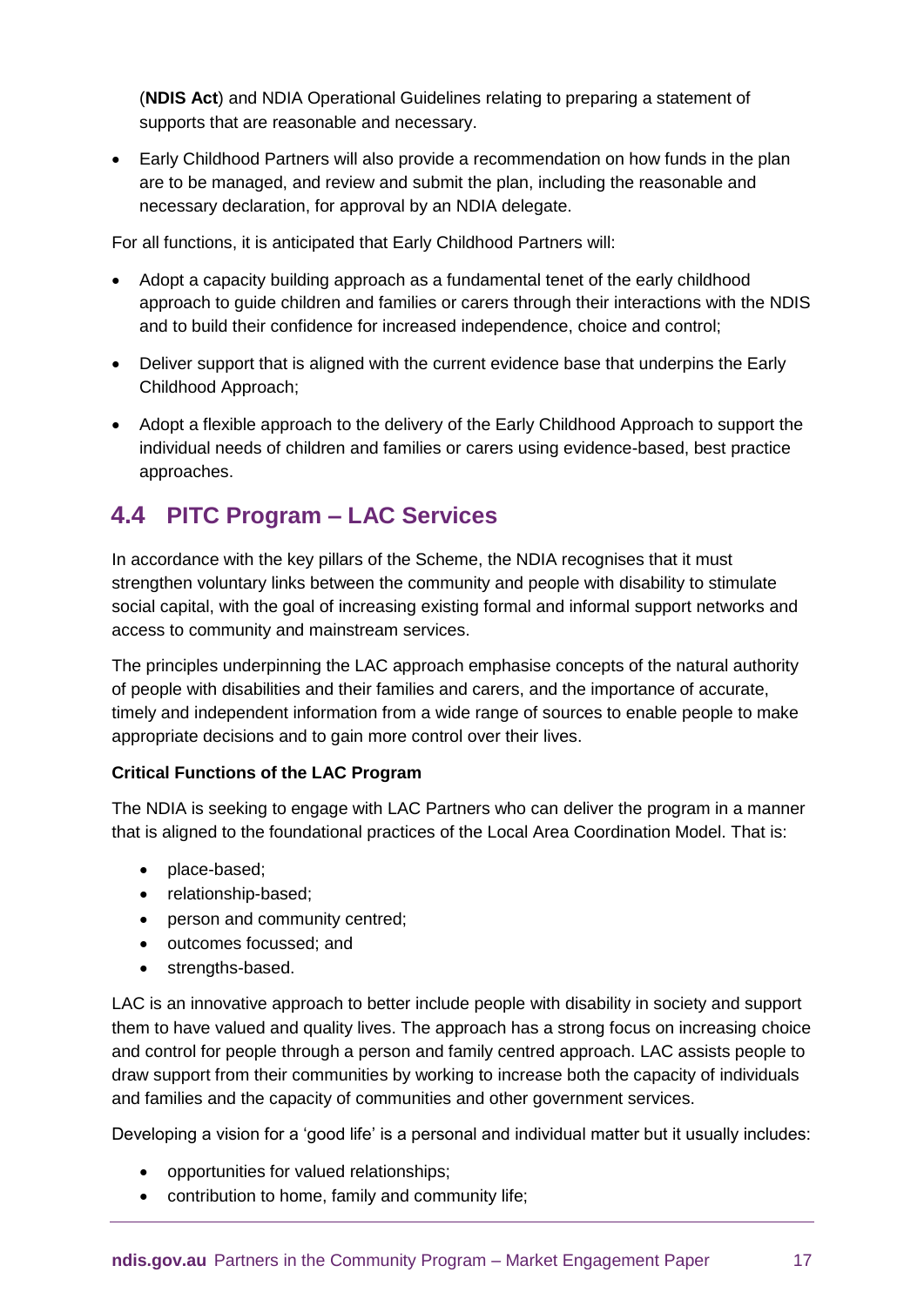(**NDIS Act**) and NDIA Operational Guidelines relating to preparing a statement of supports that are reasonable and necessary.

- Early Childhood Partners will also provide a recommendation on how funds in the plan are to be managed, and review and submit the plan, including the reasonable and necessary declaration, for approval by an NDIA delegate.

For all functions, it is anticipated that Early Childhood Partners will:

- Adopt a capacity building approach as a fundamental tenet of the early childhood approach to guide children and families or carers through their interactions with the NDIS and to build their confidence for increased independence, choice and control;
- Deliver support that is aligned with the current evidence base that underpins the Early Childhood Approach;
- Adopt a flexible approach to the delivery of the Early Childhood Approach to support the individual needs of children and families or carers using evidence-based, best practice approaches.

## 4.4 PITC Program – LAC Services

In accordance with the key pillars of the Scheme, the NDIA recognises that it must strengthen voluntary links between the community and people with disability to stimulate social capital, with the goal of increasing existing formal and informal support networks and access to community and mainstream services.

The principles underpinning the LAC approach emphasise concepts of the natural authority of people with disabilities and their families and carers, and the importance of accurate, timely and independent information from a wide range of sources to enable people to make appropriate decisions and to gain more control over their lives.

**Critical Functions of the LAC Program**

The NDIA is seeking to engage with LAC Partners who can deliver the program in a manner that is aligned to the foundational practices of the Local Area Coordination Model. That is:

- place-based;
- relationship-based;
- person and community centred;
- outcomes focussed; and
- strengths-based.

LAC is an innovative approach to better include people with disability in society and support them to have valued and quality lives. The approach has a strong focus on increasing choice and control for people through a person and family centred approach. LAC assists people to draw support from their communities by working to increase both the capacity of individuals and families and the capacity of communities and other government services.

Developing a vision for a 'good life' is a personal and individual matter but it usually includes:

- opportunities for valued relationships;
- contribution to home, family and community life;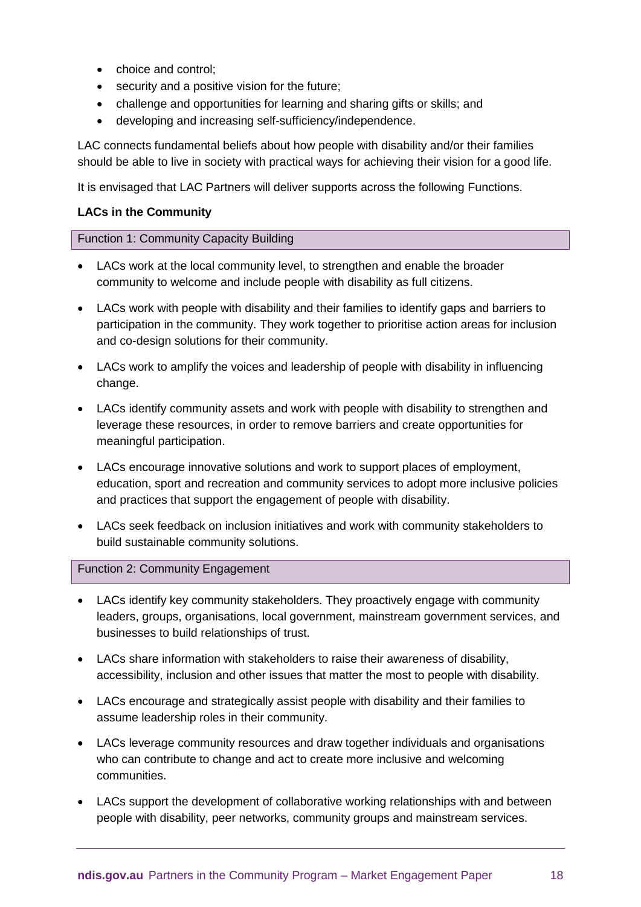- choice and control;
- security and a positive vision for the future;
- challenge and opportunities for learning and sharing gifts or skills; and
- developing and increasing self-sufficiency/independence.

LAC connects fundamental beliefs about how people with disability and/or their families should be able to live in society with practical ways for achieving their vision for a good life.

It is envisaged that LAC Partners will deliver supports across the following Functions.

**LACs in the Community**

| Function 1: Community Capacity Building |
| --- |

- LACs work at the local community level, to strengthen and enable the broader community to welcome and include people with disability as full citizens.
- LACs work with people with disability and their families to identify gaps and barriers to participation in the community. They work together to prioritise action areas for inclusion and co-design solutions for their community.
- LACs work to amplify the voices and leadership of people with disability in influencing change.
- LACs identify community assets and work with people with disability to strengthen and leverage these resources, in order to remove barriers and create opportunities for meaningful participation.
- LACs encourage innovative solutions and work to support places of employment, education, sport and recreation and community services to adopt more inclusive policies and practices that support the engagement of people with disability.
- LACs seek feedback on inclusion initiatives and work with community stakeholders to build sustainable community solutions.

| Function 2: Community Engagement |
| --- |

- LACs identify key community stakeholders. They proactively engage with community leaders, groups, organisations, local government, mainstream government services, and businesses to build relationships of trust.
- LACs share information with stakeholders to raise their awareness of disability, accessibility, inclusion and other issues that matter the most to people with disability.
- LACs encourage and strategically assist people with disability and their families to assume leadership roles in their community.
- LACs leverage community resources and draw together individuals and organisations who can contribute to change and act to create more inclusive and welcoming communities.
- LACs support the development of collaborative working relationships with and between people with disability, peer networks, community groups and mainstream services.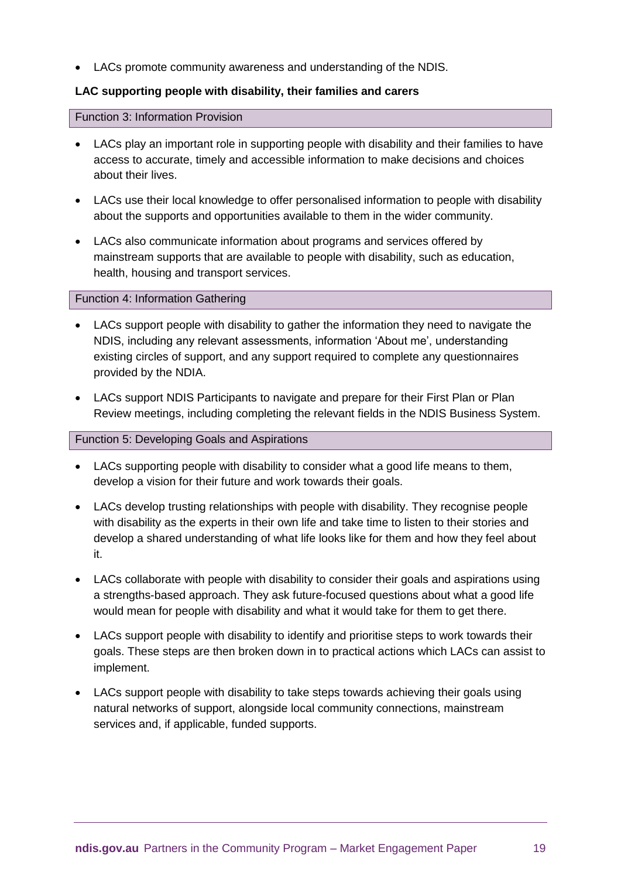- LACs promote community awareness and understanding of the NDIS.

**LAC supporting people with disability, their families and carers**

#### Function 3: Information Provision

- LACs play an important role in supporting people with disability and their families to have access to accurate, timely and accessible information to make decisions and choices about their lives.
- LACs use their local knowledge to offer personalised information to people with disability about the supports and opportunities available to them in the wider community.
- LACs also communicate information about programs and services offered by mainstream supports that are available to people with disability, such as education, health, housing and transport services.

#### Function 4: Information Gathering

- LACs support people with disability to gather the information they need to navigate the NDIS, including any relevant assessments, information 'About me', understanding existing circles of support, and any support required to complete any questionnaires provided by the NDIA.
- LACs support NDIS Participants to navigate and prepare for their First Plan or Plan Review meetings, including completing the relevant fields in the NDIS Business System.

#### Function 5: Developing Goals and Aspirations

- LACs supporting people with disability to consider what a good life means to them, develop a vision for their future and work towards their goals.
- LACs develop trusting relationships with people with disability. They recognise people with disability as the experts in their own life and take time to listen to their stories and develop a shared understanding of what life looks like for them and how they feel about it.
- LACs collaborate with people with disability to consider their goals and aspirations using a strengths-based approach. They ask future-focused questions about what a good life would mean for people with disability and what it would take for them to get there.
- LACs support people with disability to identify and prioritise steps to work towards their goals. These steps are then broken down in to practical actions which LACs can assist to implement.
- LACs support people with disability to take steps towards achieving their goals using natural networks of support, alongside local community connections, mainstream services and, if applicable, funded supports.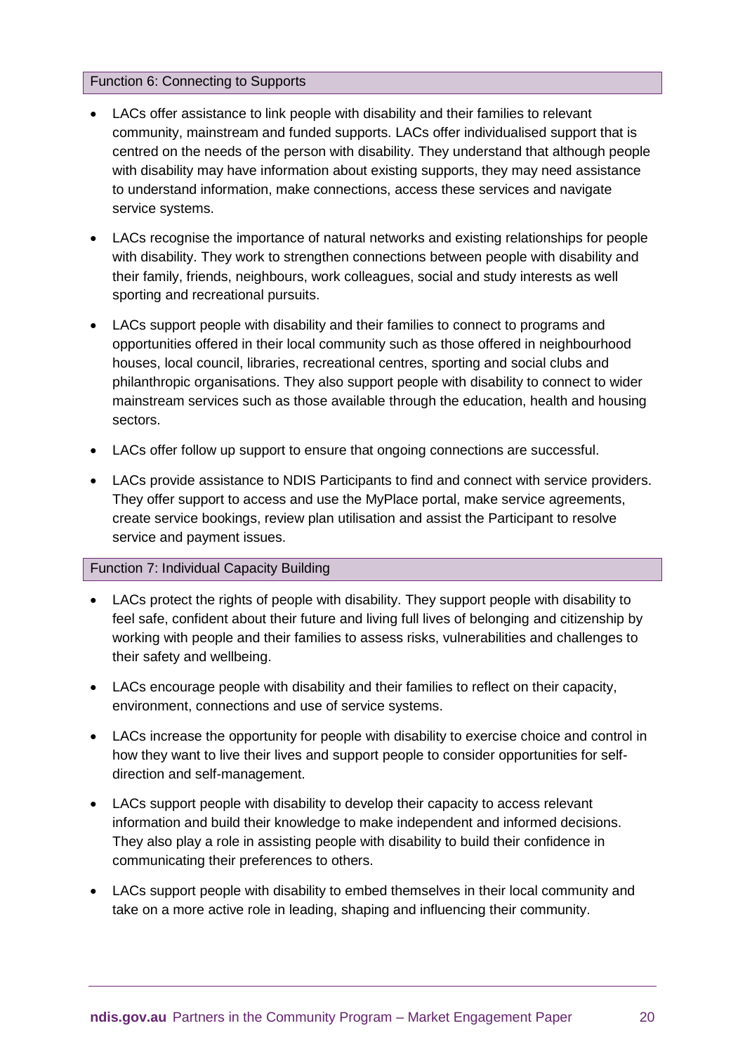### Function 6: Connecting to Supports

- LACs offer assistance to link people with disability and their families to relevant community, mainstream and funded supports. LACs offer individualised support that is centred on the needs of the person with disability. They understand that although people with disability may have information about existing supports, they may need assistance to understand information, make connections, access these services and navigate service systems.
- LACs recognise the importance of natural networks and existing relationships for people with disability. They work to strengthen connections between people with disability and their family, friends, neighbours, work colleagues, social and study interests as well sporting and recreational pursuits.
- LACs support people with disability and their families to connect to programs and opportunities offered in their local community such as those offered in neighbourhood houses, local council, libraries, recreational centres, sporting and social clubs and philanthropic organisations. They also support people with disability to connect to wider mainstream services such as those available through the education, health and housing sectors.
- LACs offer follow up support to ensure that ongoing connections are successful.
- LACs provide assistance to NDIS Participants to find and connect with service providers. They offer support to access and use the MyPlace portal, make service agreements, create service bookings, review plan utilisation and assist the Participant to resolve service and payment issues.

### Function 7: Individual Capacity Building

- LACs protect the rights of people with disability. They support people with disability to feel safe, confident about their future and living full lives of belonging and citizenship by working with people and their families to assess risks, vulnerabilities and challenges to their safety and wellbeing.
- LACs encourage people with disability and their families to reflect on their capacity, environment, connections and use of service systems.
- LACs increase the opportunity for people with disability to exercise choice and control in how they want to live their lives and support people to consider opportunities for self-direction and self-management.
- LACs support people with disability to develop their capacity to access relevant information and build their knowledge to make independent and informed decisions. They also play a role in assisting people with disability to build their confidence in communicating their preferences to others.
- LACs support people with disability to embed themselves in their local community and take on a more active role in leading, shaping and influencing their community.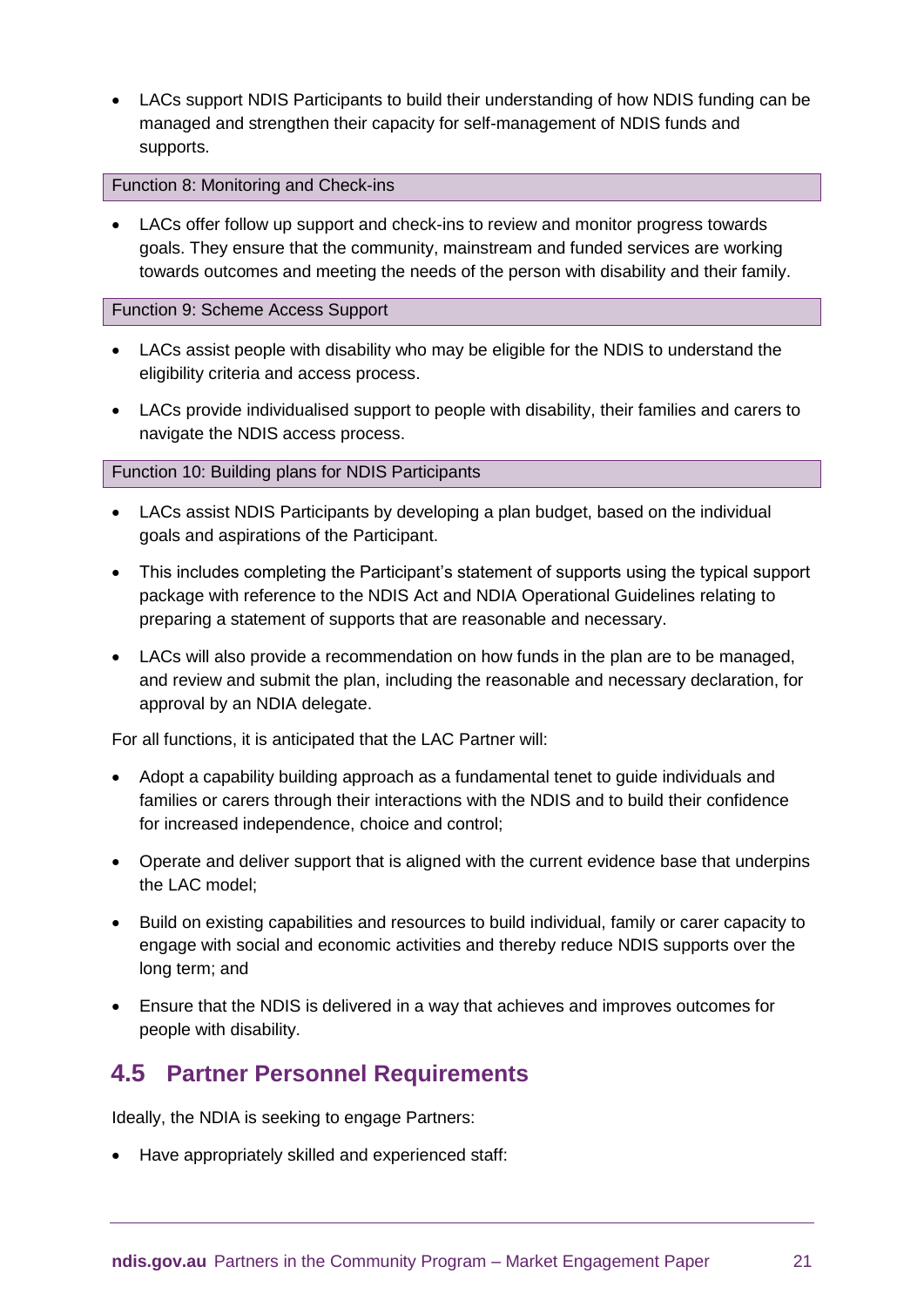- LACs support NDIS Participants to build their understanding of how NDIS funding can be managed and strengthen their capacity for self-management of NDIS funds and supports.

Function 8: Monitoring and Check-ins

- LACs offer follow up support and check-ins to review and monitor progress towards goals. They ensure that the community, mainstream and funded services are working towards outcomes and meeting the needs of the person with disability and their family.

Function 9: Scheme Access Support

- LACs assist people with disability who may be eligible for the NDIS to understand the eligibility criteria and access process.
- LACs provide individualised support to people with disability, their families and carers to navigate the NDIS access process.

Function 10: Building plans for NDIS Participants

- LACs assist NDIS Participants by developing a plan budget, based on the individual goals and aspirations of the Participant.
- This includes completing the Participant's statement of supports using the typical support package with reference to the NDIS Act and NDIA Operational Guidelines relating to preparing a statement of supports that are reasonable and necessary.
- LACs will also provide a recommendation on how funds in the plan are to be managed, and review and submit the plan, including the reasonable and necessary declaration, for approval by an NDIA delegate.

For all functions, it is anticipated that the LAC Partner will:

- Adopt a capability building approach as a fundamental tenet to guide individuals and families or carers through their interactions with the NDIS and to build their confidence for increased independence, choice and control;
- Operate and deliver support that is aligned with the current evidence base that underpins the LAC model;
- Build on existing capabilities and resources to build individual, family or carer capacity to engage with social and economic activities and thereby reduce NDIS supports over the long term; and
- Ensure that the NDIS is delivered in a way that achieves and improves outcomes for people with disability.

## 4.5 Partner Personnel Requirements

Ideally, the NDIA is seeking to engage Partners:

- Have appropriately skilled and experienced staff: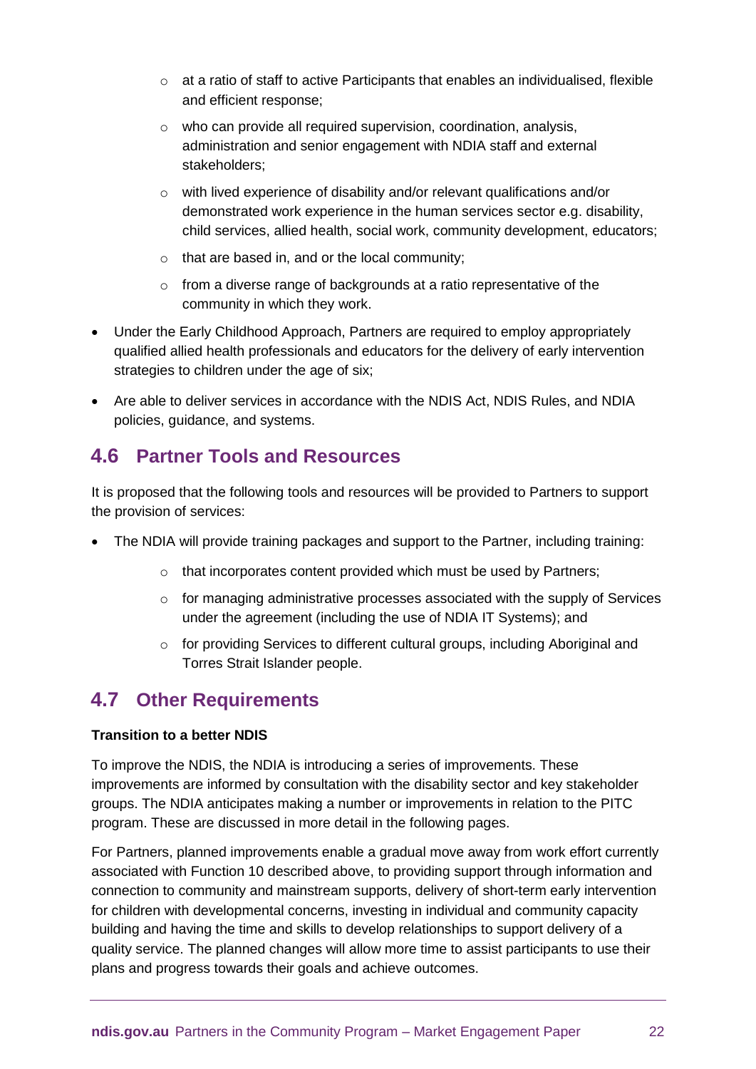- at a ratio of staff to active Participants that enables an individualised, flexible and efficient response;
    - who can provide all required supervision, coordination, analysis, administration and senior engagement with NDIA staff and external stakeholders;
    - with lived experience of disability and/or relevant qualifications and/or demonstrated work experience in the human services sector e.g. disability, child services, allied health, social work, community development, educators;
    - that are based in, and or the local community;
    - from a diverse range of backgrounds at a ratio representative of the community in which they work.
- Under the Early Childhood Approach, Partners are required to employ appropriately qualified allied health professionals and educators for the delivery of early intervention strategies to children under the age of six;
- Are able to deliver services in accordance with the NDIS Act, NDIS Rules, and NDIA policies, guidance, and systems.

## 4.6 Partner Tools and Resources

It is proposed that the following tools and resources will be provided to Partners to support the provision of services:

- The NDIA will provide training packages and support to the Partner, including training:
    - that incorporates content provided which must be used by Partners;
    - for managing administrative processes associated with the supply of Services under the agreement (including the use of NDIA IT Systems); and
    - for providing Services to different cultural groups, including Aboriginal and Torres Strait Islander people.

## 4.7 Other Requirements

**Transition to a better NDIS**

To improve the NDIS, the NDIA is introducing a series of improvements. These improvements are informed by consultation with the disability sector and key stakeholder groups. The NDIA anticipates making a number or improvements in relation to the PITC program. These are discussed in more detail in the following pages.

For Partners, planned improvements enable a gradual move away from work effort currently associated with Function 10 described above, to providing support through information and connection to community and mainstream supports, delivery of short-term early intervention for children with developmental concerns, investing in individual and community capacity building and having the time and skills to develop relationships to support delivery of a quality service. The planned changes will allow more time to assist participants to use their plans and progress towards their goals and achieve outcomes.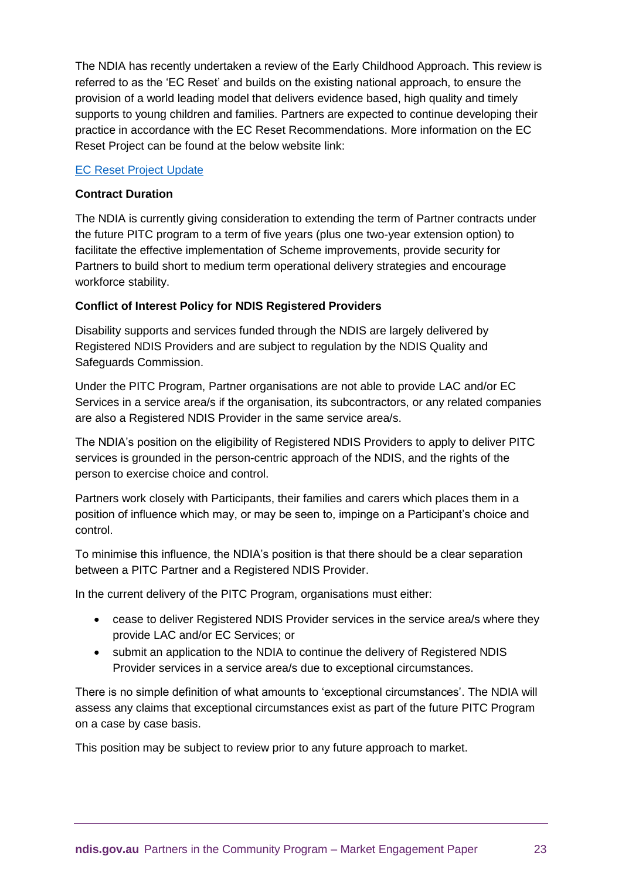The NDIA has recently undertaken a review of the Early Childhood Approach. This review is referred to as the 'EC Reset' and builds on the existing national approach, to ensure the provision of a world leading model that delivers evidence based, high quality and timely supports to young children and families. Partners are expected to continue developing their practice in accordance with the EC Reset Recommendations. More information on the EC Reset Project can be found at the below website link:

EC Reset Project Update

**Contract Duration**

The NDIA is currently giving consideration to extending the term of Partner contracts under the future PITC program to a term of five years (plus one two-year extension option) to facilitate the effective implementation of Scheme improvements, provide security for Partners to build short to medium term operational delivery strategies and encourage workforce stability.

**Conflict of Interest Policy for NDIS Registered Providers**

Disability supports and services funded through the NDIS are largely delivered by Registered NDIS Providers and are subject to regulation by the NDIS Quality and Safeguards Commission.

Under the PITC Program, Partner organisations are not able to provide LAC and/or EC Services in a service area/s if the organisation, its subcontractors, or any related companies are also a Registered NDIS Provider in the same service area/s.

The NDIA's position on the eligibility of Registered NDIS Providers to apply to deliver PITC services is grounded in the person-centric approach of the NDIS, and the rights of the person to exercise choice and control.

Partners work closely with Participants, their families and carers which places them in a position of influence which may, or may be seen to, impinge on a Participant's choice and control.

To minimise this influence, the NDIA's position is that there should be a clear separation between a PITC Partner and a Registered NDIS Provider.

In the current delivery of the PITC Program, organisations must either:

- cease to deliver Registered NDIS Provider services in the service area/s where they provide LAC and/or EC Services; or
- submit an application to the NDIA to continue the delivery of Registered NDIS Provider services in a service area/s due to exceptional circumstances.

There is no simple definition of what amounts to 'exceptional circumstances'. The NDIA will assess any claims that exceptional circumstances exist as part of the future PITC Program on a case by case basis.

This position may be subject to review prior to any future approach to market.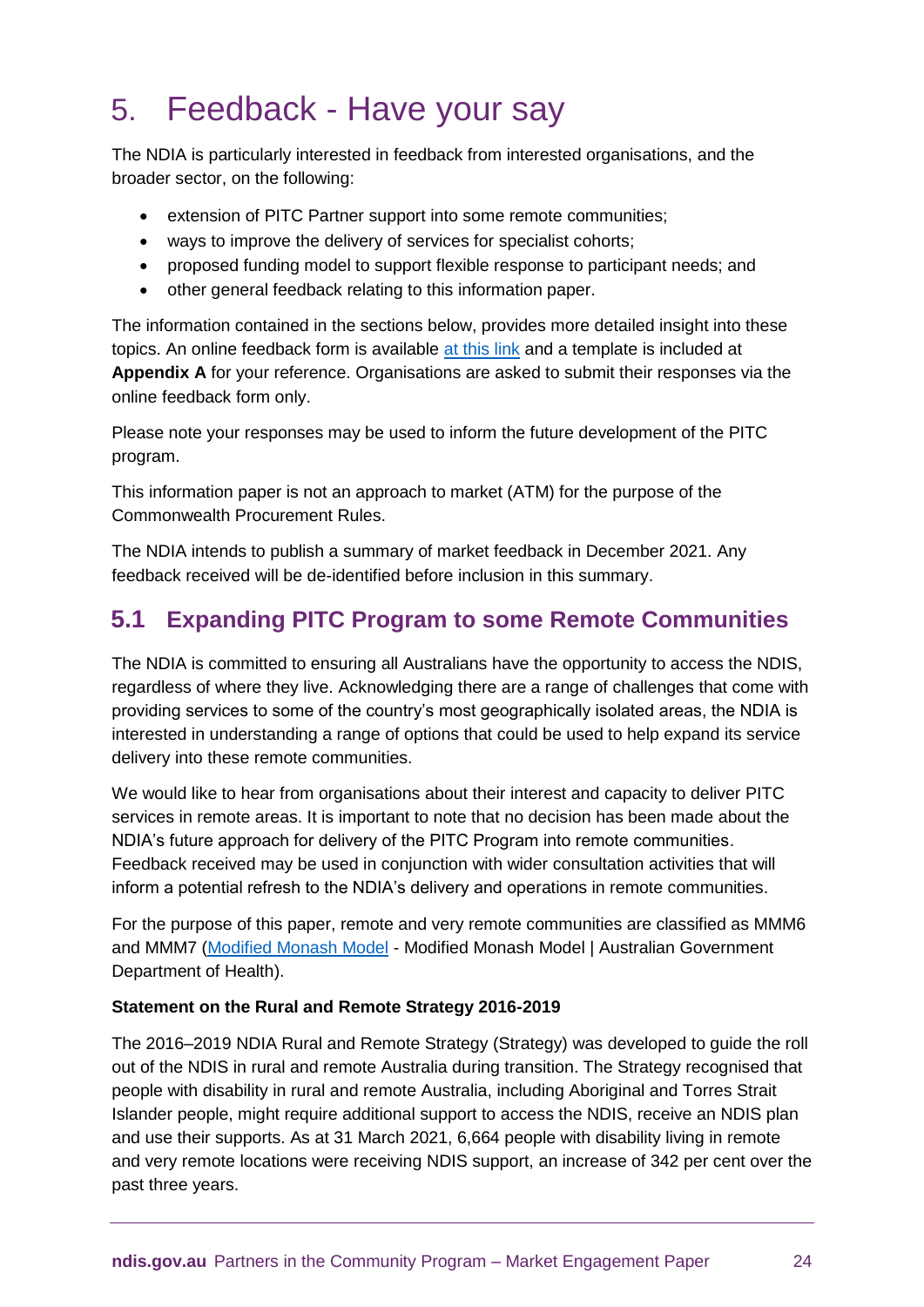# 5. Feedback - Have your say

The NDIA is particularly interested in feedback from interested organisations, and the broader sector, on the following:

- extension of PITC Partner support into some remote communities;
- ways to improve the delivery of services for specialist cohorts;
- proposed funding model to support flexible response to participant needs; and
- other general feedback relating to this information paper.

The information contained in the sections below, provides more detailed insight into these topics. An online feedback form is available at this link and a template is included at **Appendix A** for your reference. Organisations are asked to submit their responses via the online feedback form only.

Please note your responses may be used to inform the future development of the PITC program.

This information paper is not an approach to market (ATM) for the purpose of the Commonwealth Procurement Rules.

The NDIA intends to publish a summary of market feedback in December 2021. Any feedback received will be de-identified before inclusion in this summary.

## 5.1 Expanding PITC Program to some Remote Communities

The NDIA is committed to ensuring all Australians have the opportunity to access the NDIS, regardless of where they live. Acknowledging there are a range of challenges that come with providing services to some of the country's most geographically isolated areas, the NDIA is interested in understanding a range of options that could be used to help expand its service delivery into these remote communities.

We would like to hear from organisations about their interest and capacity to deliver PITC services in remote areas. It is important to note that no decision has been made about the NDIA's future approach for delivery of the PITC Program into remote communities. Feedback received may be used in conjunction with wider consultation activities that will inform a potential refresh to the NDIA's delivery and operations in remote communities.

For the purpose of this paper, remote and very remote communities are classified as MMM6 and MMM7 (Modified Monash Model - Modified Monash Model | Australian Government Department of Health).

**Statement on the Rural and Remote Strategy 2016-2019**

The 2016–2019 NDIA Rural and Remote Strategy (Strategy) was developed to guide the roll out of the NDIS in rural and remote Australia during transition. The Strategy recognised that people with disability in rural and remote Australia, including Aboriginal and Torres Strait Islander people, might require additional support to access the NDIS, receive an NDIS plan and use their supports. As at 31 March 2021, 6,664 people with disability living in remote and very remote locations were receiving NDIS support, an increase of 342 per cent over the past three years.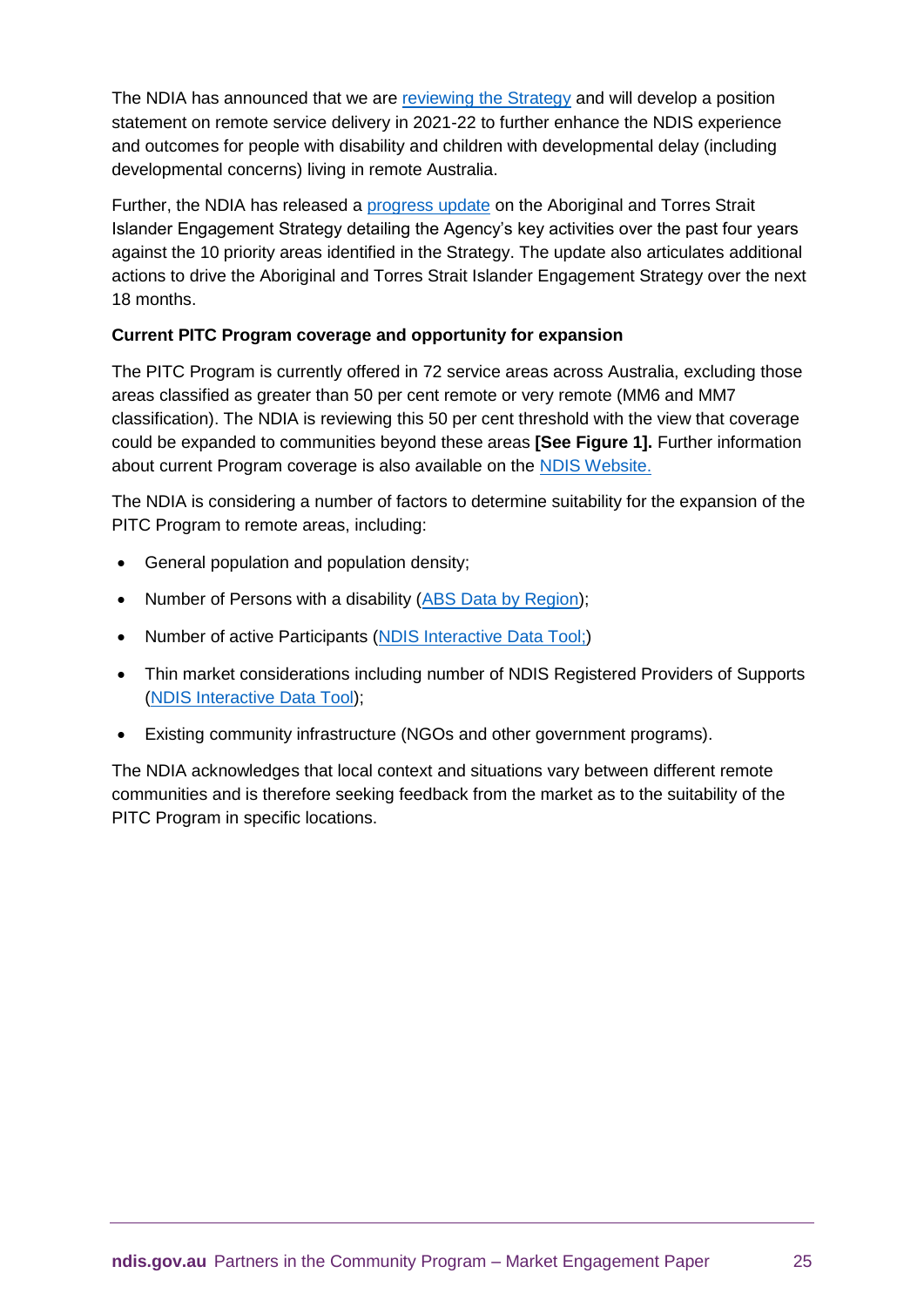The NDIA has announced that we are reviewing the Strategy and will develop a position statement on remote service delivery in 2021-22 to further enhance the NDIS experience and outcomes for people with disability and children with developmental delay (including developmental concerns) living in remote Australia.

Further, the NDIA has released a progress update on the Aboriginal and Torres Strait Islander Engagement Strategy detailing the Agency's key activities over the past four years against the 10 priority areas identified in the Strategy. The update also articulates additional actions to drive the Aboriginal and Torres Strait Islander Engagement Strategy over the next 18 months.

**Current PITC Program coverage and opportunity for expansion**

The PITC Program is currently offered in 72 service areas across Australia, excluding those areas classified as greater than 50 per cent remote or very remote (MM6 and MM7 classification). The NDIA is reviewing this 50 per cent threshold with the view that coverage could be expanded to communities beyond these areas **[See Figure 1].** Further information about current Program coverage is also available on the NDIS Website.

The NDIA is considering a number of factors to determine suitability for the expansion of the PITC Program to remote areas, including:

- General population and population density;
- Number of Persons with a disability (ABS Data by Region);
- Number of active Participants (NDIS Interactive Data Tool;)
- Thin market considerations including number of NDIS Registered Providers of Supports (NDIS Interactive Data Tool);
- Existing community infrastructure (NGOs and other government programs).

The NDIA acknowledges that local context and situations vary between different remote communities and is therefore seeking feedback from the market as to the suitability of the PITC Program in specific locations.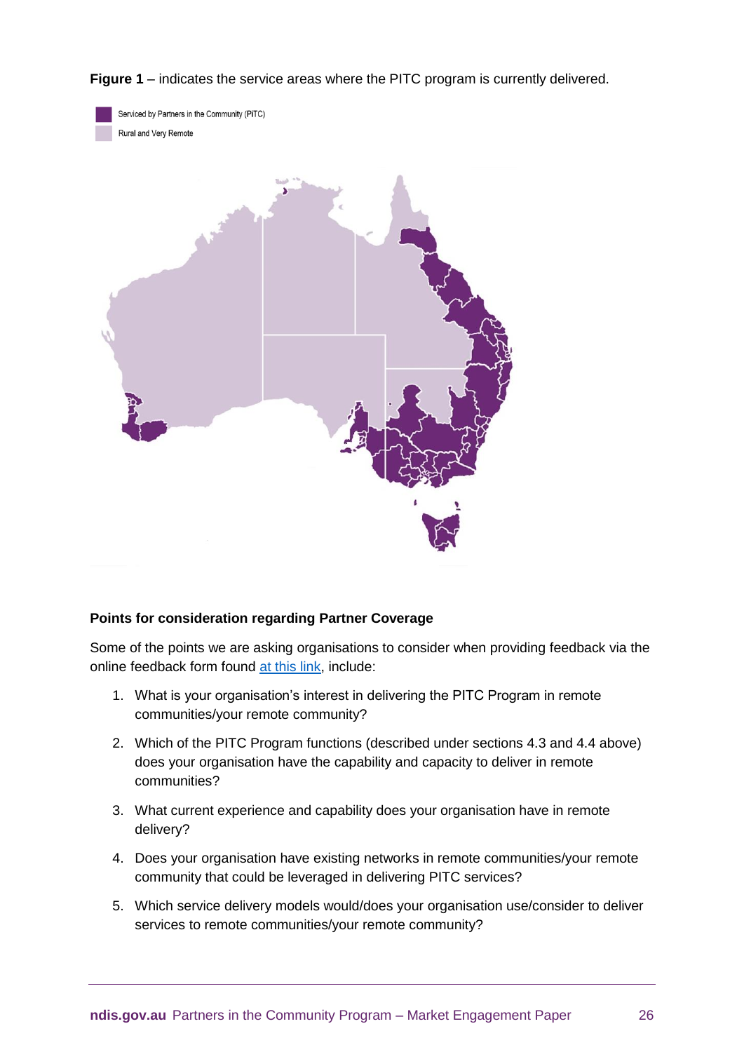**Figure 1** – indicates the service areas where the PITC program is currently delivered.

Serviced by Partners in the Community (PiTC)

Rural and Very Remote

### Points for consideration regarding Partner Coverage

Some of the points we are asking organisations to consider when providing feedback via the online feedback form found [at this link](), include:

1. What is your organisation's interest in delivering the PITC Program in remote communities/your remote community?
2. Which of the PITC Program functions (described under sections 4.3 and 4.4 above) does your organisation have the capability and capacity to deliver in remote communities?
3. What current experience and capability does your organisation have in remote delivery?
4. Does your organisation have existing networks in remote communities/your remote community that could be leveraged in delivering PITC services?
5. Which service delivery models would/does your organisation use/consider to deliver services to remote communities/your remote community?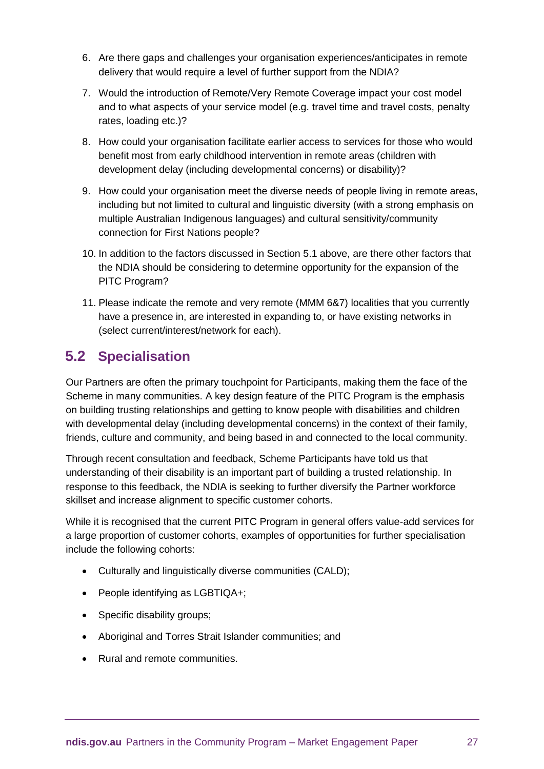6. Are there gaps and challenges your organisation experiences/anticipates in remote delivery that would require a level of further support from the NDIA?
7. Would the introduction of Remote/Very Remote Coverage impact your cost model and to what aspects of your service model (e.g. travel time and travel costs, penalty rates, loading etc.)?
8. How could your organisation facilitate earlier access to services for those who would benefit most from early childhood intervention in remote areas (children with development delay (including developmental concerns) or disability)?
9. How could your organisation meet the diverse needs of people living in remote areas, including but not limited to cultural and linguistic diversity (with a strong emphasis on multiple Australian Indigenous languages) and cultural sensitivity/community connection for First Nations people?
10. In addition to the factors discussed in Section 5.1 above, are there other factors that the NDIA should be considering to determine opportunity for the expansion of the PITC Program?
11. Please indicate the remote and very remote (MMM 6&7) localities that you currently have a presence in, are interested in expanding to, or have existing networks in (select current/interest/network for each).

## 5.2 Specialisation

Our Partners are often the primary touchpoint for Participants, making them the face of the Scheme in many communities. A key design feature of the PITC Program is the emphasis on building trusting relationships and getting to know people with disabilities and children with developmental delay (including developmental concerns) in the context of their family, friends, culture and community, and being based in and connected to the local community.

Through recent consultation and feedback, Scheme Participants have told us that understanding of their disability is an important part of building a trusted relationship. In response to this feedback, the NDIA is seeking to further diversify the Partner workforce skillset and increase alignment to specific customer cohorts.

While it is recognised that the current PITC Program in general offers value-add services for a large proportion of customer cohorts, examples of opportunities for further specialisation include the following cohorts:

- Culturally and linguistically diverse communities (CALD);
- People identifying as LGBTIQA+;
- Specific disability groups;
- Aboriginal and Torres Strait Islander communities; and
- Rural and remote communities.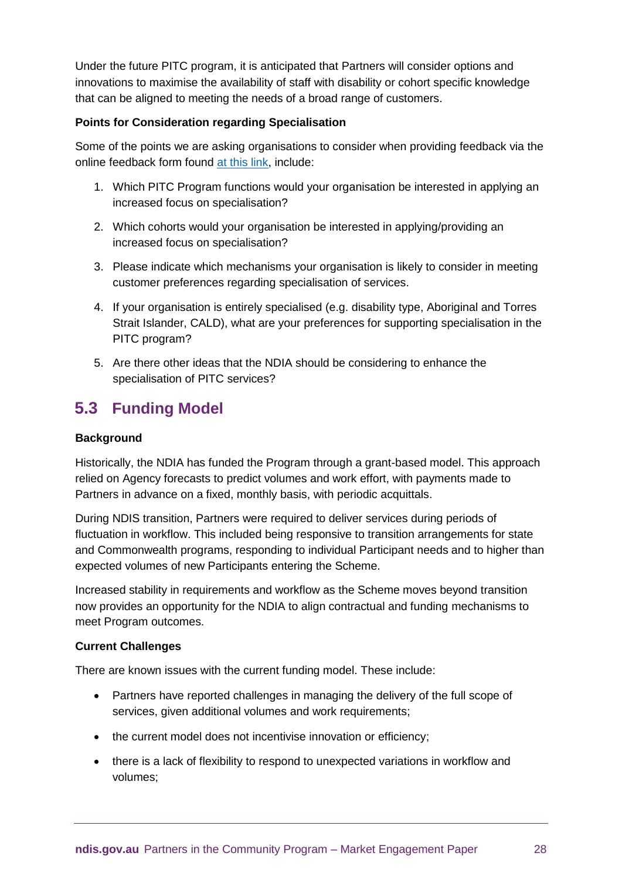Under the future PITC program, it is anticipated that Partners will consider options and innovations to maximise the availability of staff with disability or cohort specific knowledge that can be aligned to meeting the needs of a broad range of customers.

**Points for Consideration regarding Specialisation**

Some of the points we are asking organisations to consider when providing feedback via the online feedback form found at this link, include:

1. Which PITC Program functions would your organisation be interested in applying an increased focus on specialisation?
2. Which cohorts would your organisation be interested in applying/providing an increased focus on specialisation?
3. Please indicate which mechanisms your organisation is likely to consider in meeting customer preferences regarding specialisation of services.
4. If your organisation is entirely specialised (e.g. disability type, Aboriginal and Torres Strait Islander, CALD), what are your preferences for supporting specialisation in the PITC program?
5. Are there other ideas that the NDIA should be considering to enhance the specialisation of PITC services?

## 5.3 Funding Model

**Background**

Historically, the NDIA has funded the Program through a grant-based model. This approach relied on Agency forecasts to predict volumes and work effort, with payments made to Partners in advance on a fixed, monthly basis, with periodic acquittals.

During NDIS transition, Partners were required to deliver services during periods of fluctuation in workflow. This included being responsive to transition arrangements for state and Commonwealth programs, responding to individual Participant needs and to higher than expected volumes of new Participants entering the Scheme.

Increased stability in requirements and workflow as the Scheme moves beyond transition now provides an opportunity for the NDIA to align contractual and funding mechanisms to meet Program outcomes.

**Current Challenges**

There are known issues with the current funding model. These include:

- Partners have reported challenges in managing the delivery of the full scope of services, given additional volumes and work requirements;
- the current model does not incentivise innovation or efficiency;
- there is a lack of flexibility to respond to unexpected variations in workflow and volumes;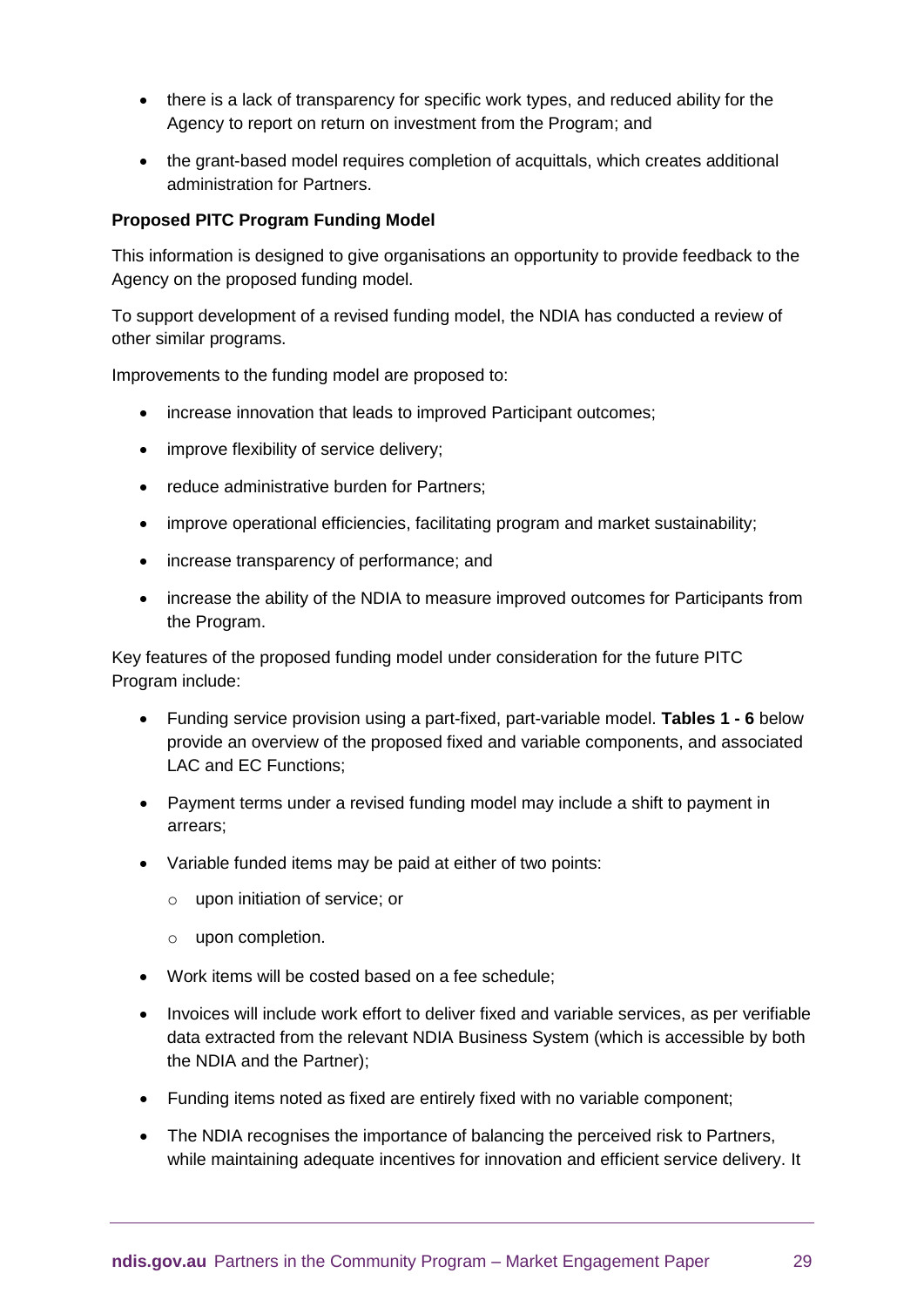- there is a lack of transparency for specific work types, and reduced ability for the Agency to report on return on investment from the Program; and
- the grant-based model requires completion of acquittals, which creates additional administration for Partners.

**Proposed PITC Program Funding Model**

This information is designed to give organisations an opportunity to provide feedback to the Agency on the proposed funding model.

To support development of a revised funding model, the NDIA has conducted a review of other similar programs.

Improvements to the funding model are proposed to:

- increase innovation that leads to improved Participant outcomes;
- improve flexibility of service delivery;
- reduce administrative burden for Partners;
- improve operational efficiencies, facilitating program and market sustainability;
- increase transparency of performance; and
- increase the ability of the NDIA to measure improved outcomes for Participants from the Program.

Key features of the proposed funding model under consideration for the future PITC Program include:

- Funding service provision using a part-fixed, part-variable model. **Tables 1 - 6** below provide an overview of the proposed fixed and variable components, and associated LAC and EC Functions;
- Payment terms under a revised funding model may include a shift to payment in arrears;
- Variable funded items may be paid at either of two points:
  - upon initiation of service; or
  - upon completion.
- Work items will be costed based on a fee schedule;
- Invoices will include work effort to deliver fixed and variable services, as per verifiable data extracted from the relevant NDIA Business System (which is accessible by both the NDIA and the Partner);
- Funding items noted as fixed are entirely fixed with no variable component;
- The NDIA recognises the importance of balancing the perceived risk to Partners, while maintaining adequate incentives for innovation and efficient service delivery. It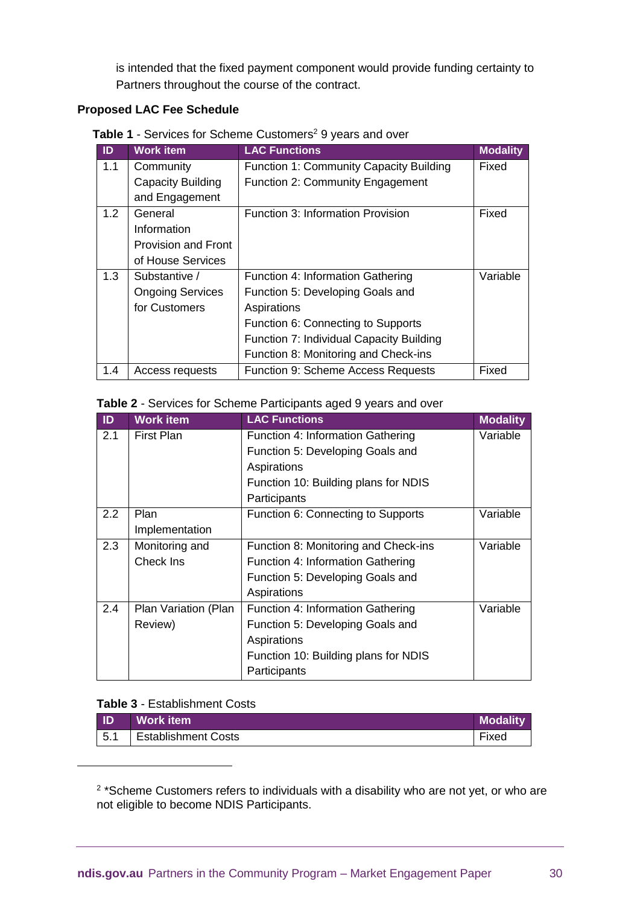is intended that the fixed payment component would provide funding certainty to Partners throughout the course of the contract.

**Proposed LAC Fee Schedule**

**Table 1** - Services for Scheme Customers[2] 9 years and over

| ID | Work item | LAC Functions | Modality |
|---|---|---|---|
| 1.1 | Community Capacity Building and Engagement | Function 1: Community Capacity Building<br>Function 2: Community Engagement | Fixed |
| 1.2 | General Information Provision and Front of House Services | Function 3: Information Provision | Fixed |
| 1.3 | Substantive / Ongoing Services for Customers | Function 4: Information Gathering<br>Function 5: Developing Goals and Aspirations<br>Function 6: Connecting to Supports<br>Function 7: Individual Capacity Building<br>Function 8: Monitoring and Check-ins | Variable |
| 1.4 | Access requests | Function 9: Scheme Access Requests | Fixed |

**Table 2** - Services for Scheme Participants aged 9 years and over

| ID | Work item | LAC Functions | Modality |
|---|---|---|---|
| 2.1 | First Plan | Function 4: Information Gathering<br>Function 5: Developing Goals and Aspirations<br>Function 10: Building plans for NDIS Participants | Variable |
| 2.2 | Plan Implementation | Function 6: Connecting to Supports | Variable |
| 2.3 | Monitoring and Check Ins | Function 8: Monitoring and Check-ins<br>Function 4: Information Gathering<br>Function 5: Developing Goals and Aspirations | Variable |
| 2.4 | Plan Variation (Plan Review) | Function 4: Information Gathering<br>Function 5: Developing Goals and Aspirations<br>Function 10: Building plans for NDIS Participants | Variable |

**Table 3** - Establishment Costs

| ID | Work item | Modality |
|---|---|---|
| 5.1 | Establishment Costs | Fixed |

[2] *Scheme Customers refers to individuals with a disability who are not yet, or who are not eligible to become NDIS Participants.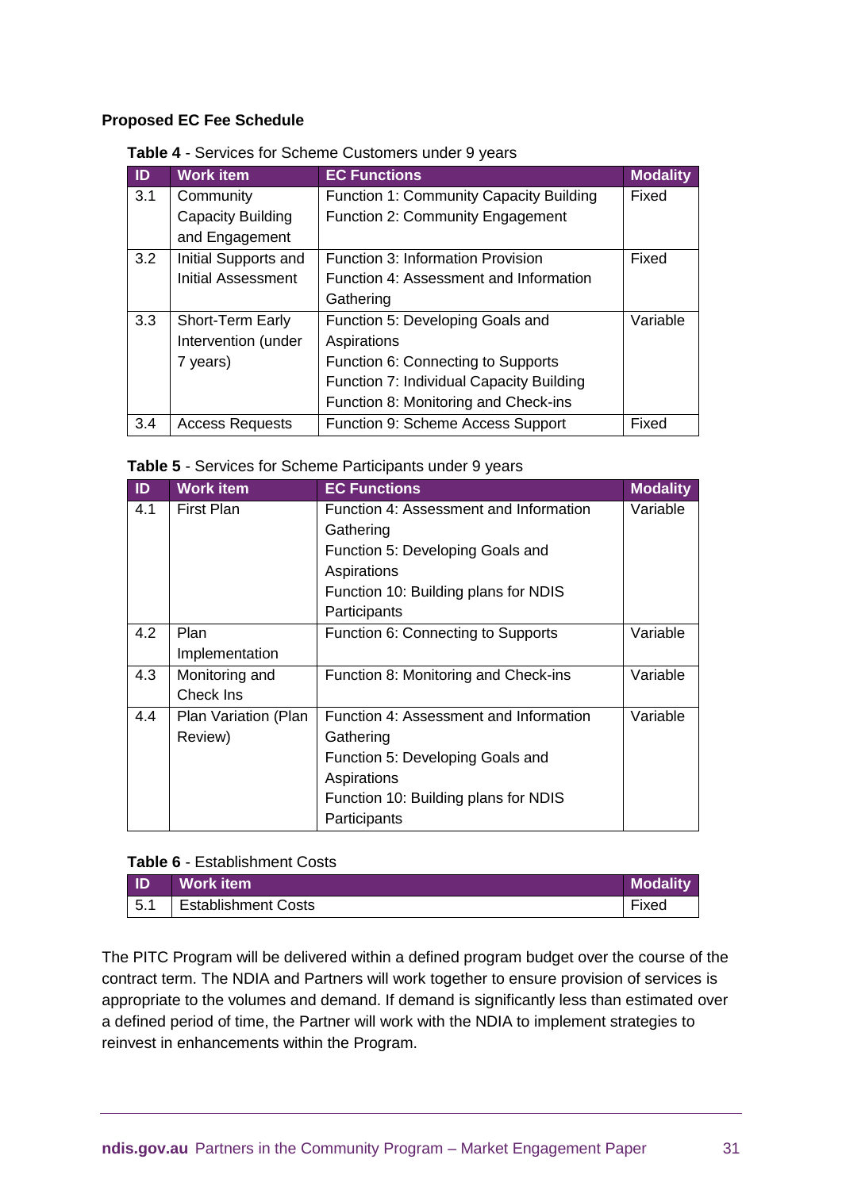**Proposed EC Fee Schedule**

**Table 4** - Services for Scheme Customers under 9 years

| ID | Work item | EC Functions | Modality |
|---|---|---|---|
| 3.1 | Community Capacity Building and Engagement | Function 1: Community Capacity Building<br>Function 2: Community Engagement | Fixed |
| 3.2 | Initial Supports and Initial Assessment | Function 3: Information Provision<br>Function 4: Assessment and Information Gathering | Fixed |
| 3.3 | Short-Term Early Intervention (under 7 years) | Function 5: Developing Goals and Aspirations<br>Function 6: Connecting to Supports<br>Function 7: Individual Capacity Building<br>Function 8: Monitoring and Check-ins | Variable |
| 3.4 | Access Requests | Function 9: Scheme Access Support | Fixed |

**Table 5** - Services for Scheme Participants under 9 years

| ID | Work item | EC Functions | Modality |
|---|---|---|---|
| 4.1 | First Plan | Function 4: Assessment and Information Gathering<br>Function 5: Developing Goals and Aspirations<br>Function 10: Building plans for NDIS Participants | Variable |
| 4.2 | Plan Implementation | Function 6: Connecting to Supports | Variable |
| 4.3 | Monitoring and Check Ins | Function 8: Monitoring and Check-ins | Variable |
| 4.4 | Plan Variation (Plan Review) | Function 4: Assessment and Information Gathering<br>Function 5: Developing Goals and Aspirations<br>Function 10: Building plans for NDIS Participants | Variable |

**Table 6** - Establishment Costs

| ID | Work item | Modality |
|---|---|---|
| 5.1 | Establishment Costs | Fixed |

The PITC Program will be delivered within a defined program budget over the course of the contract term. The NDIA and Partners will work together to ensure provision of services is appropriate to the volumes and demand. If demand is significantly less than estimated over a defined period of time, the Partner will work with the NDIA to implement strategies to reinvest in enhancements within the Program.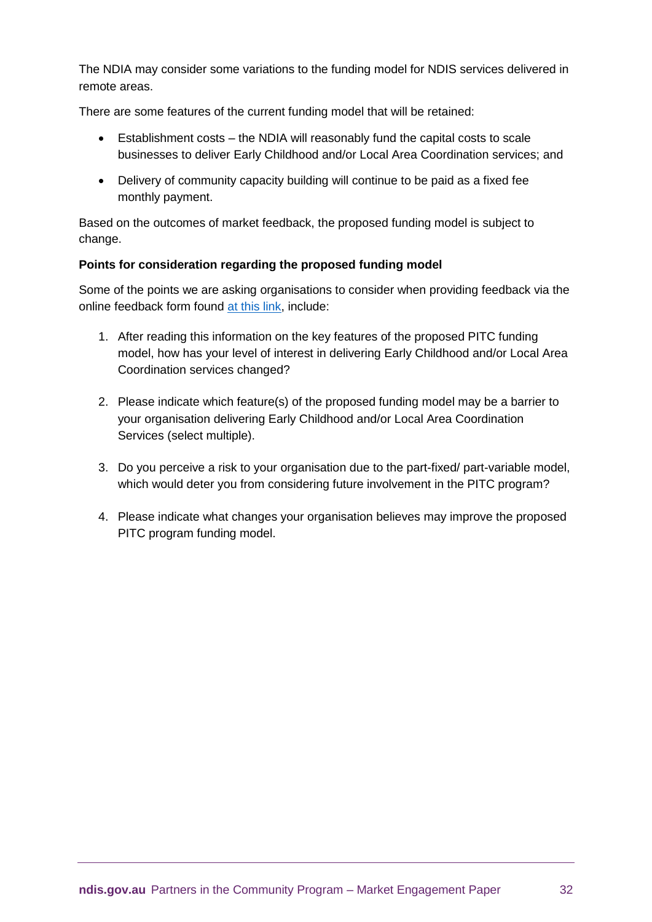The NDIA may consider some variations to the funding model for NDIS services delivered in remote areas.

There are some features of the current funding model that will be retained:

- Establishment costs – the NDIA will reasonably fund the capital costs to scale businesses to deliver Early Childhood and/or Local Area Coordination services; and
- Delivery of community capacity building will continue to be paid as a fixed fee monthly payment.

Based on the outcomes of market feedback, the proposed funding model is subject to change.

**Points for consideration regarding the proposed funding model**

Some of the points we are asking organisations to consider when providing feedback via the online feedback form found at this link, include:

1. After reading this information on the key features of the proposed PITC funding model, how has your level of interest in delivering Early Childhood and/or Local Area Coordination services changed?

2. Please indicate which feature(s) of the proposed funding model may be a barrier to your organisation delivering Early Childhood and/or Local Area Coordination Services (select multiple).

3. Do you perceive a risk to your organisation due to the part-fixed/ part-variable model, which would deter you from considering future involvement in the PITC program?

4. Please indicate what changes your organisation believes may improve the proposed PITC program funding model.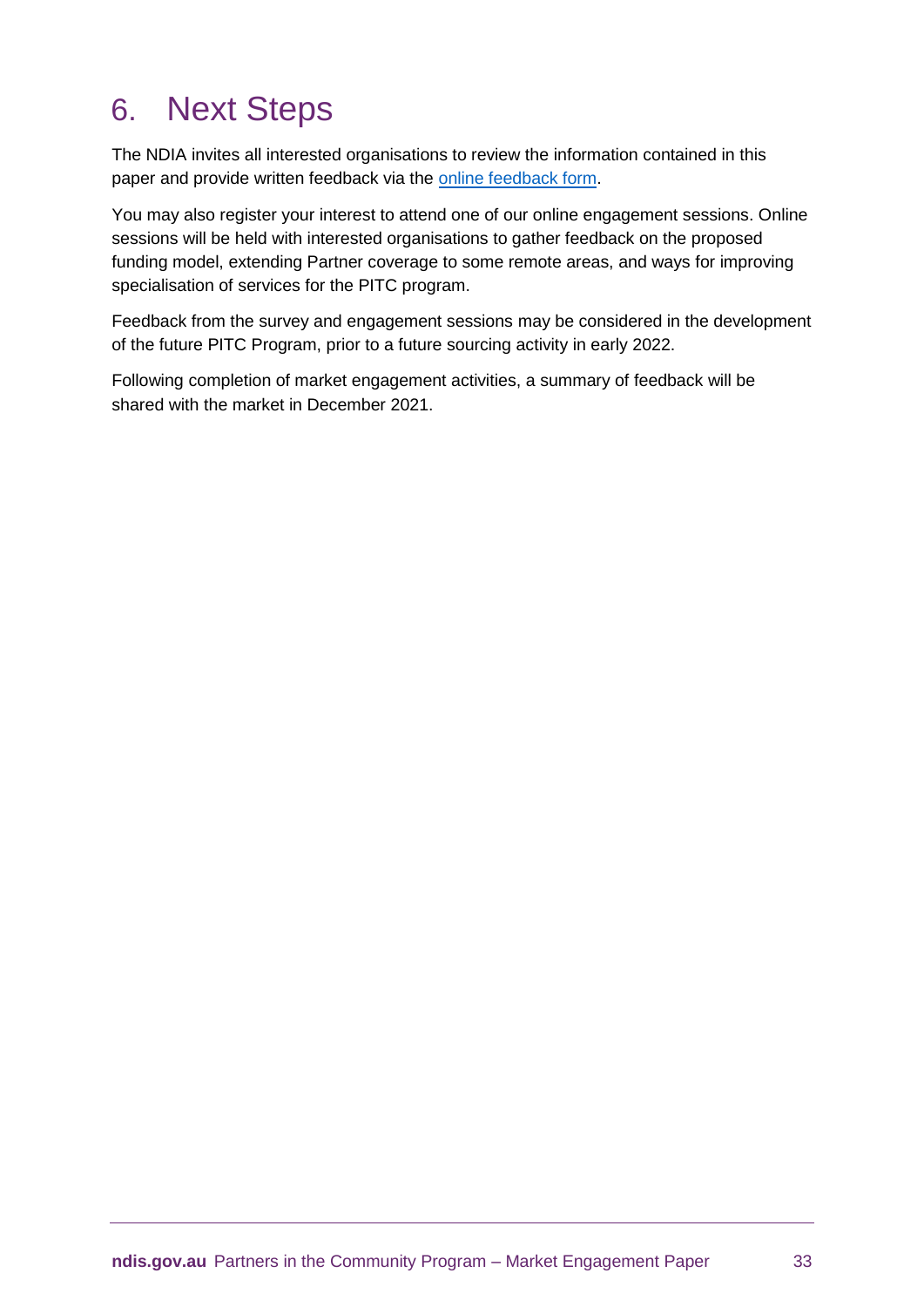# 6. Next Steps

The NDIA invites all interested organisations to review the information contained in this paper and provide written feedback via the online feedback form.

You may also register your interest to attend one of our online engagement sessions. Online sessions will be held with interested organisations to gather feedback on the proposed funding model, extending Partner coverage to some remote areas, and ways for improving specialisation of services for the PITC program.

Feedback from the survey and engagement sessions may be considered in the development of the future PITC Program, prior to a future sourcing activity in early 2022.

Following completion of market engagement activities, a summary of feedback will be shared with the market in December 2021.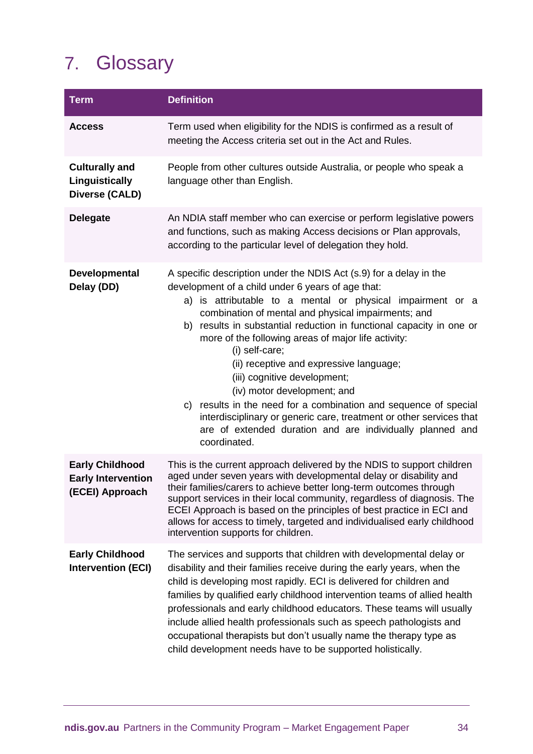# 7. Glossary

| Term | Definition |
|---|---|
| **Access** | Term used when eligibility for the NDIS is confirmed as a result of meeting the Access criteria set out in the Act and Rules. |
| **Culturally and Linguistically Diverse (CALD)** | People from other cultures outside Australia, or people who speak a language other than English. |
| **Delegate** | An NDIA staff member who can exercise or perform legislative powers and functions, such as making Access decisions or Plan approvals, according to the particular level of delegation they hold. |
| **Developmental Delay (DD)** | A specific description under the NDIS Act (s.9) for a delay in the development of a child under 6 years of age that: a) is attributable to a mental or physical impairment or a combination of mental and physical impairments; and b) results in substantial reduction in functional capacity in one or more of the following areas of major life activity: (i) self-care; (ii) receptive and expressive language; (iii) cognitive development; (iv) motor development; and c) results in the need for a combination and sequence of special interdisciplinary or generic care, treatment or other services that are of extended duration and are individually planned and coordinated. |
| **Early Childhood Early Intervention (ECEI) Approach** | This is the current approach delivered by the NDIS to support children aged under seven years with developmental delay or disability and their families/carers to achieve better long-term outcomes through support services in their local community, regardless of diagnosis. The ECEI Approach is based on the principles of best practice in ECI and allows for access to timely, targeted and individualised early childhood intervention supports for children. |
| **Early Childhood Intervention (ECI)** | The services and supports that children with developmental delay or disability and their families receive during the early years, when the child is developing most rapidly. ECI is delivered for children and families by qualified early childhood intervention teams of allied health professionals and early childhood educators. These teams will usually include allied health professionals such as speech pathologists and occupational therapists but don't usually name the therapy type as child development needs have to be supported holistically. |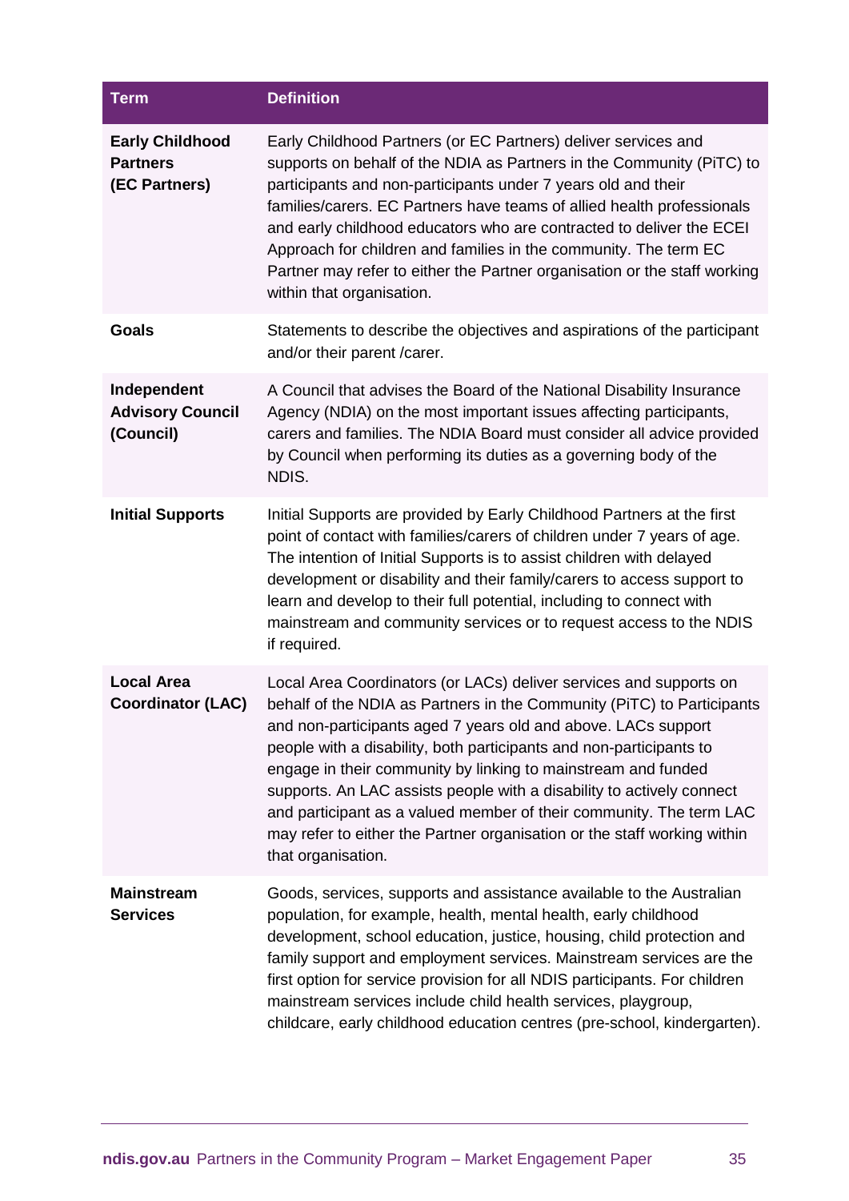| Term | Definition |
|---|---|
| **Early Childhood Partners (EC Partners)** | Early Childhood Partners (or EC Partners) deliver services and supports on behalf of the NDIA as Partners in the Community (PiTC) to participants and non-participants under 7 years old and their families/carers. EC Partners have teams of allied health professionals and early childhood educators who are contracted to deliver the ECEI Approach for children and families in the community. The term EC Partner may refer to either the Partner organisation or the staff working within that organisation. |
| **Goals** | Statements to describe the objectives and aspirations of the participant and/or their parent /carer. |
| **Independent Advisory Council (Council)** | A Council that advises the Board of the National Disability Insurance Agency (NDIA) on the most important issues affecting participants, carers and families. The NDIA Board must consider all advice provided by Council when performing its duties as a governing body of the NDIS. |
| **Initial Supports** | Initial Supports are provided by Early Childhood Partners at the first point of contact with families/carers of children under 7 years of age. The intention of Initial Supports is to assist children with delayed development or disability and their family/carers to access support to learn and develop to their full potential, including to connect with mainstream and community services or to request access to the NDIS if required. |
| **Local Area Coordinator (LAC)** | Local Area Coordinators (or LACs) deliver services and supports on behalf of the NDIA as Partners in the Community (PiTC) to Participants and non-participants aged 7 years old and above. LACs support people with a disability, both participants and non-participants to engage in their community by linking to mainstream and funded supports. An LAC assists people with a disability to actively connect and participant as a valued member of their community. The term LAC may refer to either the Partner organisation or the staff working within that organisation. |
| **Mainstream Services** | Goods, services, supports and assistance available to the Australian population, for example, health, mental health, early childhood development, school education, justice, housing, child protection and family support and employment services. Mainstream services are the first option for service provision for all NDIS participants. For children mainstream services include child health services, playgroup, childcare, early childhood education centres (pre-school, kindergarten). |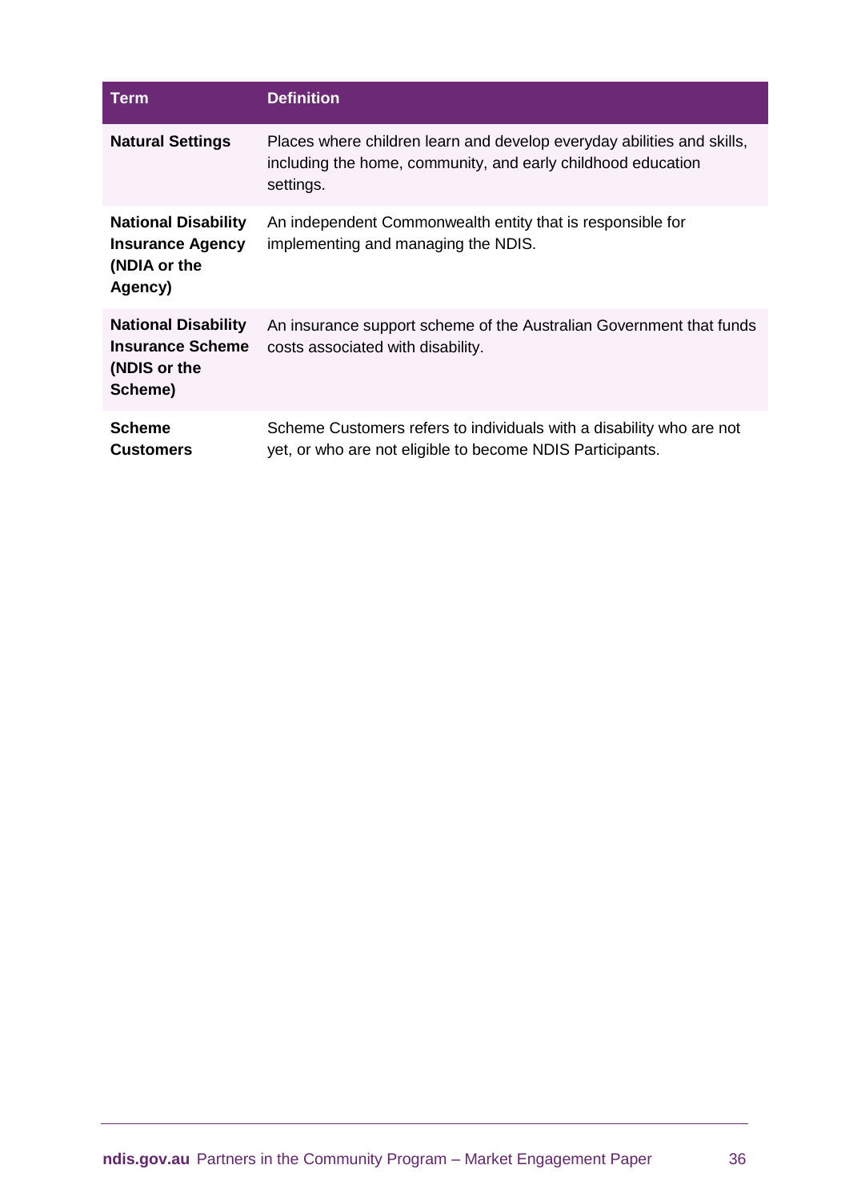| Term | Definition |
|---|---|
| **Natural Settings** | Places where children learn and develop everyday abilities and skills, including the home, community, and early childhood education settings. |
| **National Disability Insurance Agency (NDIA or the Agency)** | An independent Commonwealth entity that is responsible for implementing and managing the NDIS. |
| **National Disability Insurance Scheme (NDIS or the Scheme)** | An insurance support scheme of the Australian Government that funds costs associated with disability. |
| **Scheme Customers** | Scheme Customers refers to individuals with a disability who are not yet, or who are not eligible to become NDIS Participants. |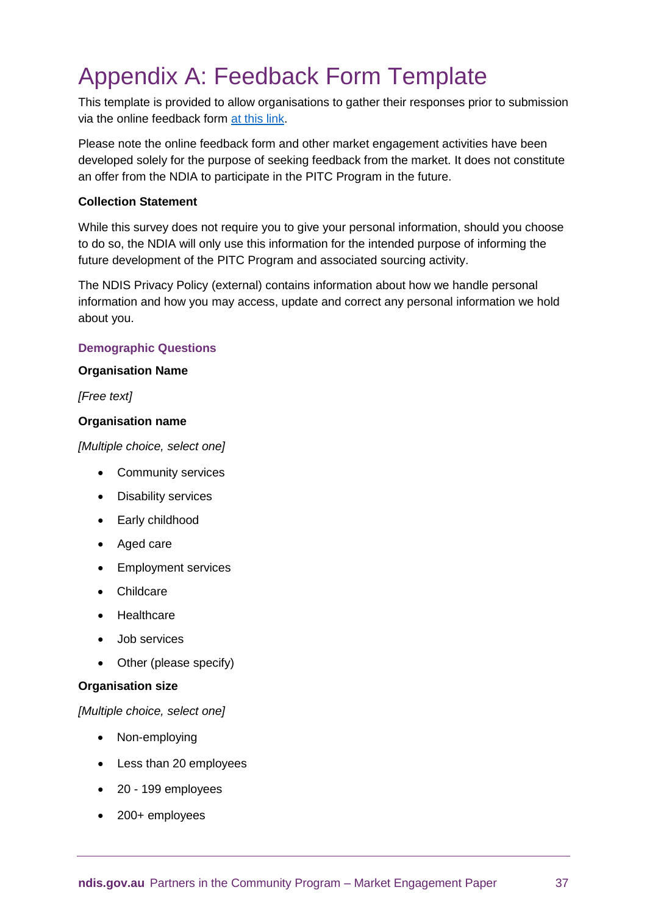# Appendix A: Feedback Form Template

This template is provided to allow organisations to gather their responses prior to submission via the online feedback form [at this link](#).

Please note the online feedback form and other market engagement activities have been developed solely for the purpose of seeking feedback from the market. It does not constitute an offer from the NDIA to participate in the PITC Program in the future.

**Collection Statement**

While this survey does not require you to give your personal information, should you choose to do so, the NDIA will only use this information for the intended purpose of informing the future development of the PITC Program and associated sourcing activity.

The NDIS Privacy Policy (external) contains information about how we handle personal information and how you may access, update and correct any personal information we hold about you.

### Demographic Questions

**Organisation Name**

*[Free text]*

**Organisation name**

*[Multiple choice, select one]*

- Community services
- Disability services
- Early childhood
- Aged care
- Employment services
- Childcare
- Healthcare
- Job services
- Other (please specify)

**Organisation size**

*[Multiple choice, select one]*

- Non-employing
- Less than 20 employees
- 20 - 199 employees
- 200+ employees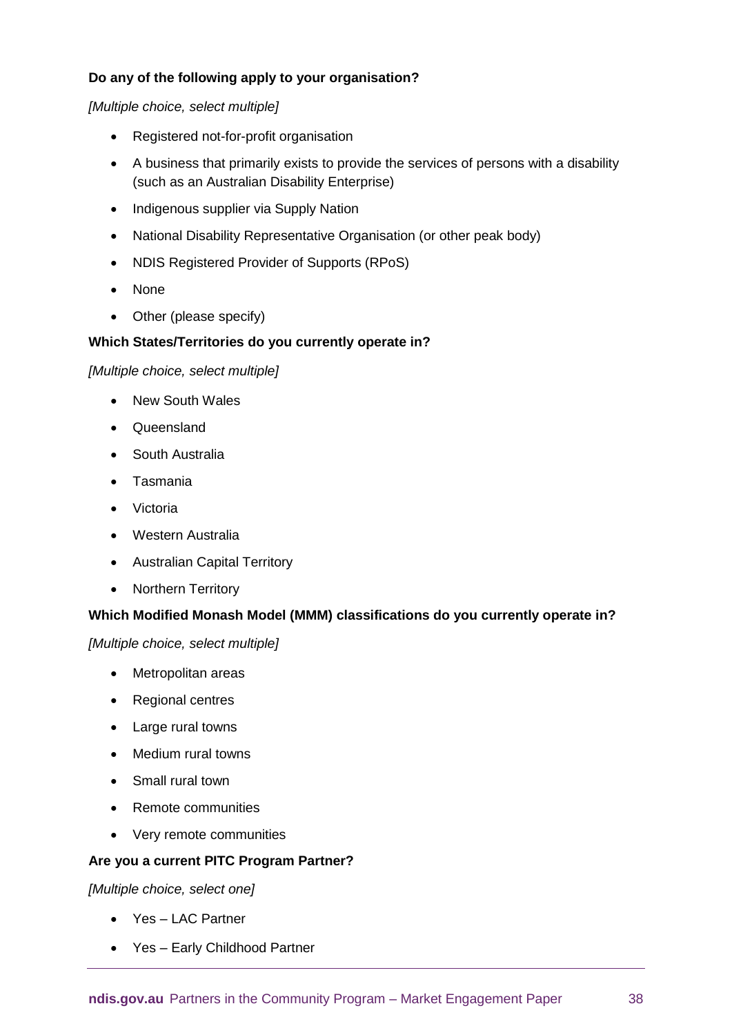**Do any of the following apply to your organisation?**

*[Multiple choice, select multiple]*

- Registered not-for-profit organisation
- A business that primarily exists to provide the services of persons with a disability (such as an Australian Disability Enterprise)
- Indigenous supplier via Supply Nation
- National Disability Representative Organisation (or other peak body)
- NDIS Registered Provider of Supports (RPoS)
- None
- Other (please specify)

**Which States/Territories do you currently operate in?**

*[Multiple choice, select multiple]*

- New South Wales
- Queensland
- South Australia
- Tasmania
- Victoria
- Western Australia
- Australian Capital Territory
- Northern Territory

**Which Modified Monash Model (MMM) classifications do you currently operate in?**

*[Multiple choice, select multiple]*

- Metropolitan areas
- Regional centres
- Large rural towns
- Medium rural towns
- Small rural town
- Remote communities
- Very remote communities

**Are you a current PITC Program Partner?**

*[Multiple choice, select one]*

- Yes – LAC Partner
- Yes – Early Childhood Partner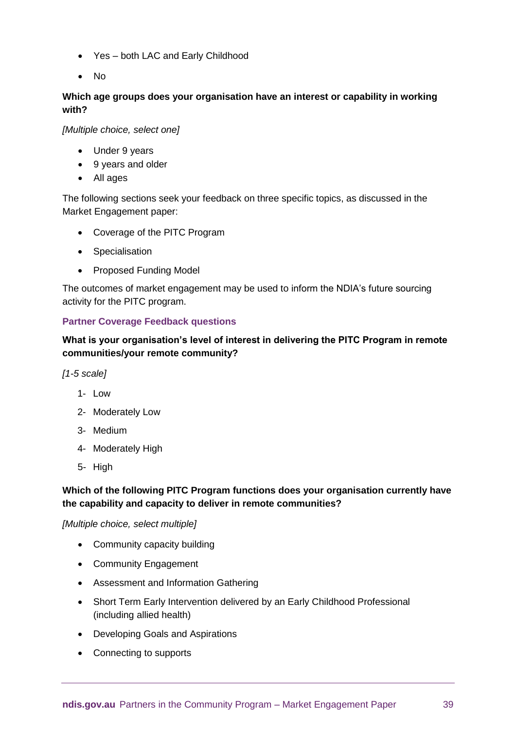- Yes – both LAC and Early Childhood
- No

**Which age groups does your organisation have an interest or capability in working with?**

*[Multiple choice, select one]*

- Under 9 years
- 9 years and older
- All ages

The following sections seek your feedback on three specific topics, as discussed in the Market Engagement paper:

- Coverage of the PITC Program
- Specialisation
- Proposed Funding Model

The outcomes of market engagement may be used to inform the NDIA's future sourcing activity for the PITC program.

### Partner Coverage Feedback questions

**What is your organisation's level of interest in delivering the PITC Program in remote communities/your remote community?**

*[1-5 scale]*

1- Low
2- Moderately Low
3- Medium
4- Moderately High
5- High

**Which of the following PITC Program functions does your organisation currently have the capability and capacity to deliver in remote communities?**

*[Multiple choice, select multiple]*

- Community capacity building
- Community Engagement
- Assessment and Information Gathering
- Short Term Early Intervention delivered by an Early Childhood Professional (including allied health)
- Developing Goals and Aspirations
- Connecting to supports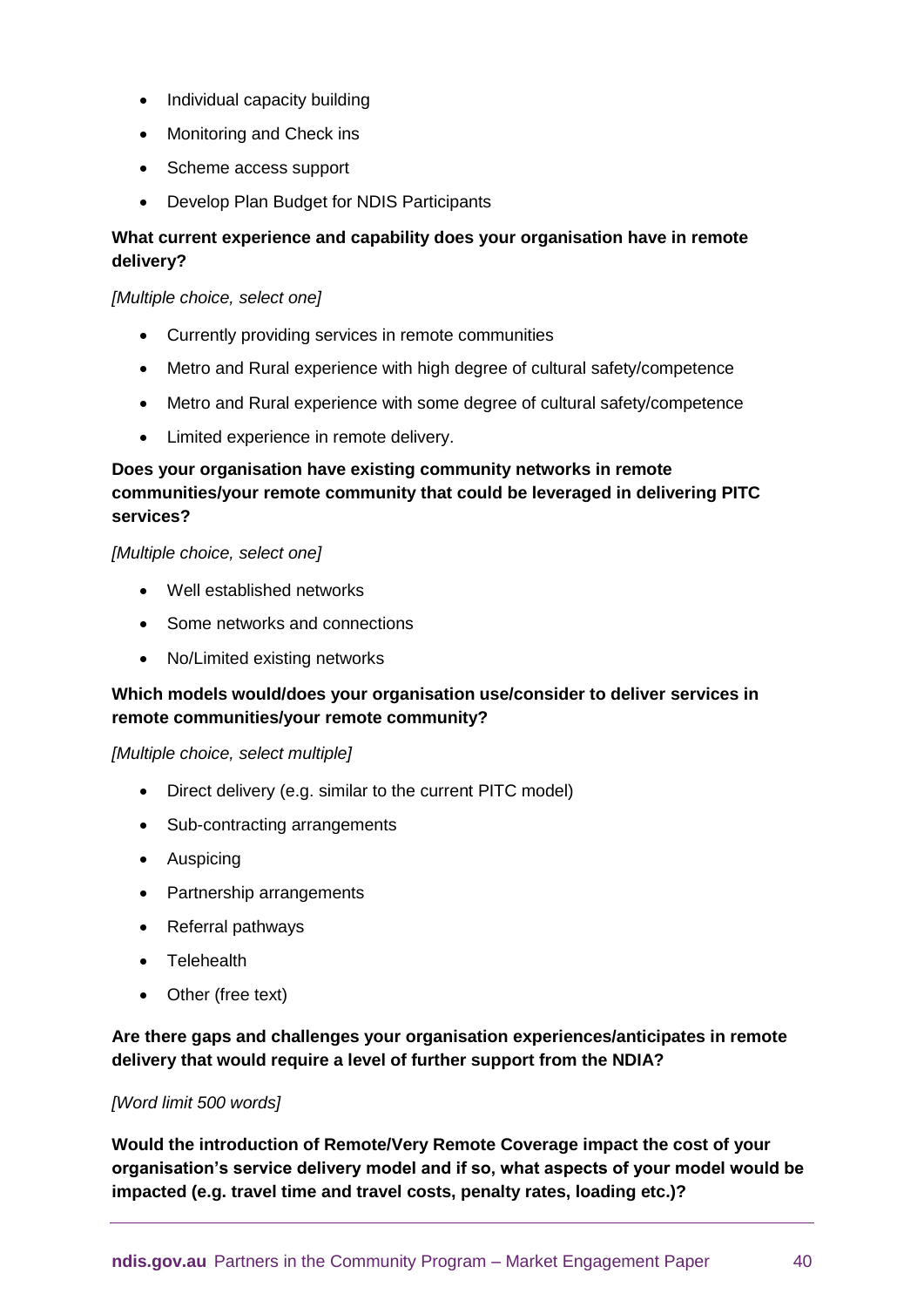- Individual capacity building
- Monitoring and Check ins
- Scheme access support
- Develop Plan Budget for NDIS Participants

**What current experience and capability does your organisation have in remote delivery?**

*[Multiple choice, select one]*

- Currently providing services in remote communities
- Metro and Rural experience with high degree of cultural safety/competence
- Metro and Rural experience with some degree of cultural safety/competence
- Limited experience in remote delivery.

**Does your organisation have existing community networks in remote communities/your remote community that could be leveraged in delivering PITC services?**

*[Multiple choice, select one]*

- Well established networks
- Some networks and connections
- No/Limited existing networks

**Which models would/does your organisation use/consider to deliver services in remote communities/your remote community?**

*[Multiple choice, select multiple]*

- Direct delivery (e.g. similar to the current PITC model)
- Sub-contracting arrangements
- Auspicing
- Partnership arrangements
- Referral pathways
- Telehealth
- Other (free text)

**Are there gaps and challenges your organisation experiences/anticipates in remote delivery that would require a level of further support from the NDIA?**

*[Word limit 500 words]*

**Would the introduction of Remote/Very Remote Coverage impact the cost of your organisation's service delivery model and if so, what aspects of your model would be impacted (e.g. travel time and travel costs, penalty rates, loading etc.)?**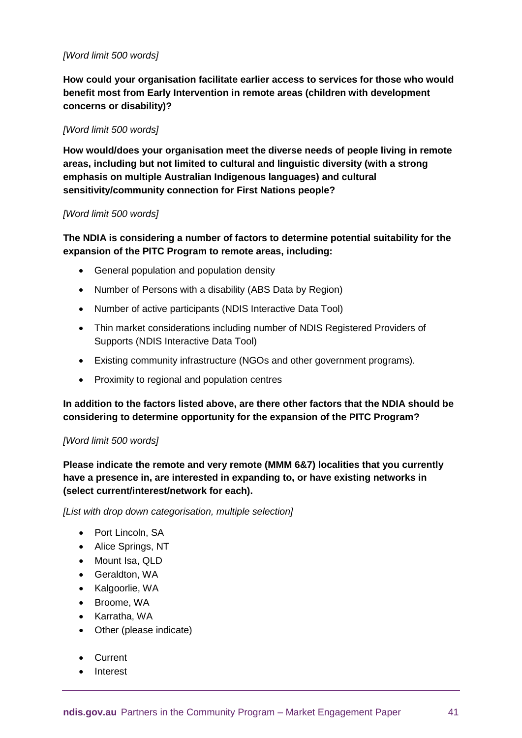*[Word limit 500 words]*

**How could your organisation facilitate earlier access to services for those who would benefit most from Early Intervention in remote areas (children with development concerns or disability)?**

*[Word limit 500 words]*

**How would/does your organisation meet the diverse needs of people living in remote areas, including but not limited to cultural and linguistic diversity (with a strong emphasis on multiple Australian Indigenous languages) and cultural sensitivity/community connection for First Nations people?**

*[Word limit 500 words]*

**The NDIA is considering a number of factors to determine potential suitability for the expansion of the PITC Program to remote areas, including:**

- General population and population density
- Number of Persons with a disability (ABS Data by Region)
- Number of active participants (NDIS Interactive Data Tool)
- Thin market considerations including number of NDIS Registered Providers of Supports (NDIS Interactive Data Tool)
- Existing community infrastructure (NGOs and other government programs).
- Proximity to regional and population centres

**In addition to the factors listed above, are there other factors that the NDIA should be considering to determine opportunity for the expansion of the PITC Program?**

*[Word limit 500 words]*

**Please indicate the remote and very remote (MMM 6&7) localities that you currently have a presence in, are interested in expanding to, or have existing networks in (select current/interest/network for each).**

*[List with drop down categorisation, multiple selection]*

- Port Lincoln, SA
- Alice Springs, NT
- Mount Isa, QLD
- Geraldton, WA
- Kalgoorlie, WA
- Broome, WA
- Karratha, WA
- Other (please indicate)

- Current
- Interest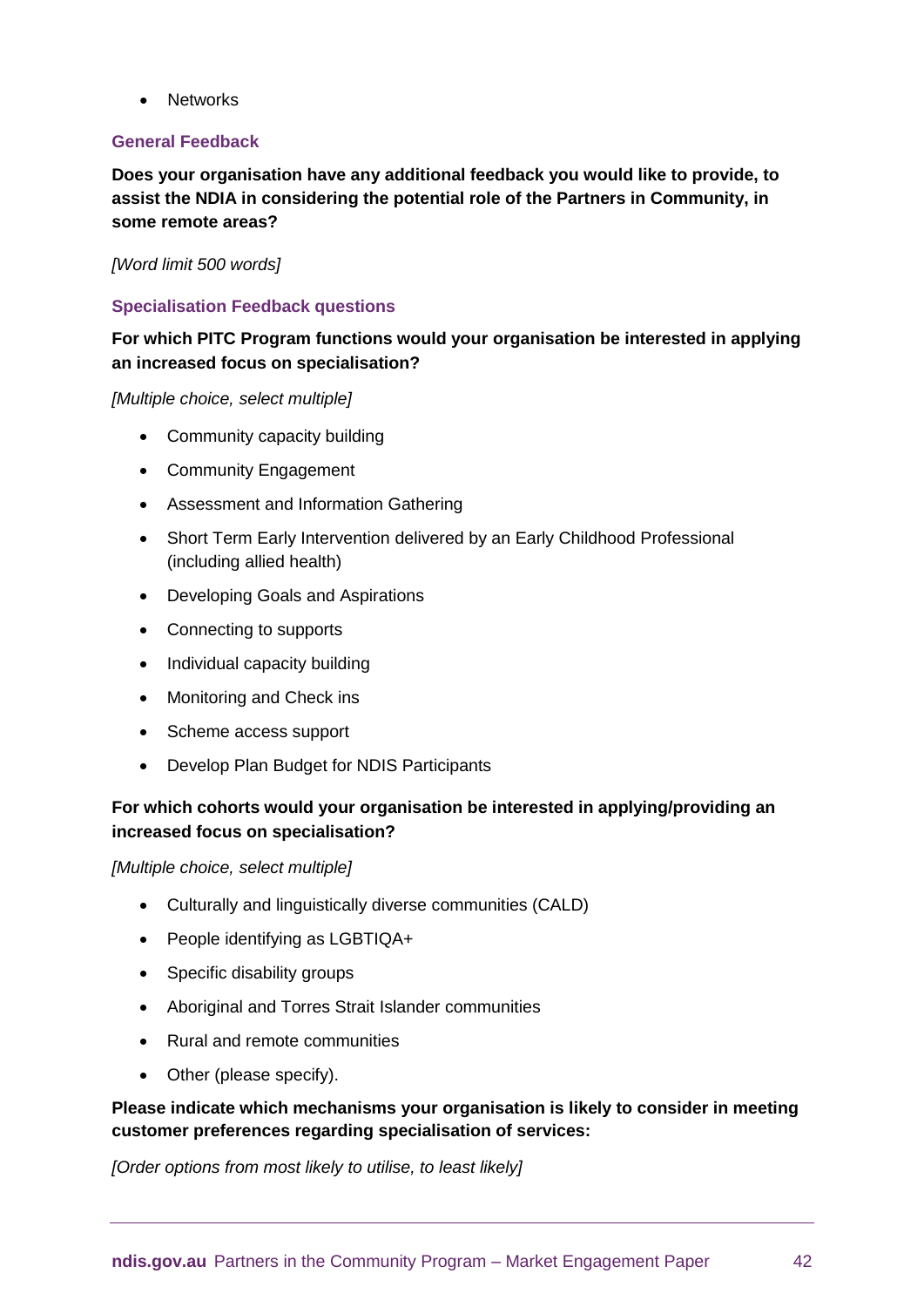- Networks

### General Feedback

**Does your organisation have any additional feedback you would like to provide, to assist the NDIA in considering the potential role of the Partners in Community, in some remote areas?**

*[Word limit 500 words]*

### Specialisation Feedback questions

**For which PITC Program functions would your organisation be interested in applying an increased focus on specialisation?**

*[Multiple choice, select multiple]*

- Community capacity building
- Community Engagement
- Assessment and Information Gathering
- Short Term Early Intervention delivered by an Early Childhood Professional (including allied health)
- Developing Goals and Aspirations
- Connecting to supports
- Individual capacity building
- Monitoring and Check ins
- Scheme access support
- Develop Plan Budget for NDIS Participants

**For which cohorts would your organisation be interested in applying/providing an increased focus on specialisation?**

*[Multiple choice, select multiple]*

- Culturally and linguistically diverse communities (CALD)
- People identifying as LGBTIQA+
- Specific disability groups
- Aboriginal and Torres Strait Islander communities
- Rural and remote communities
- Other (please specify).

**Please indicate which mechanisms your organisation is likely to consider in meeting customer preferences regarding specialisation of services:**

*[Order options from most likely to utilise, to least likely]*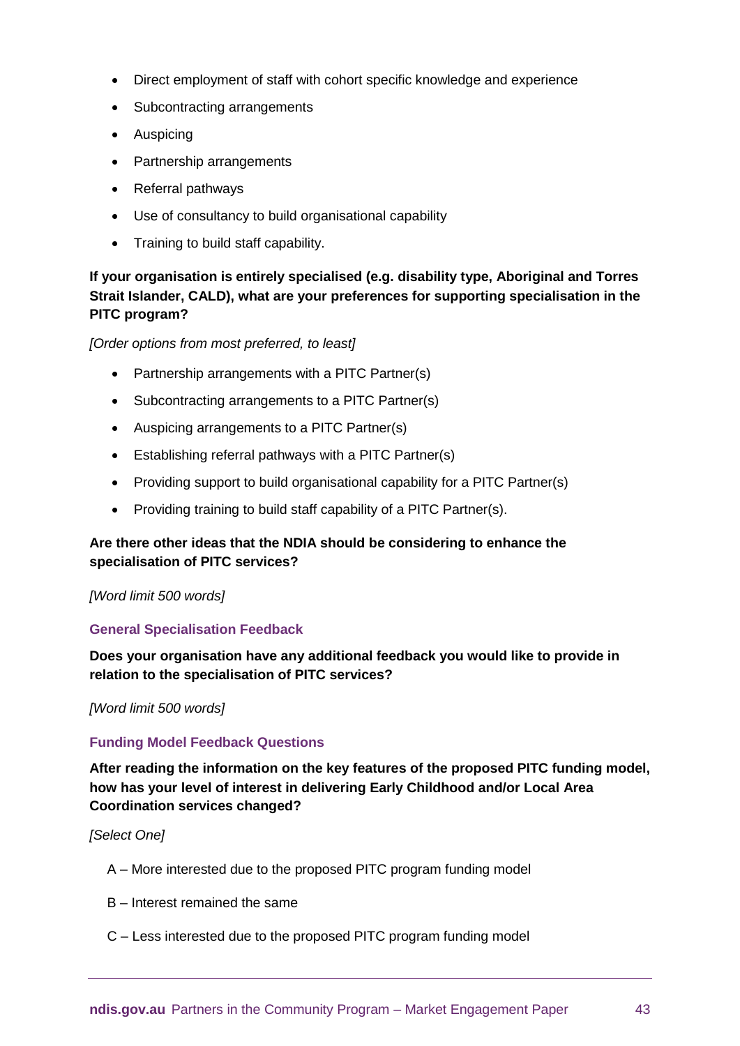- Direct employment of staff with cohort specific knowledge and experience
- Subcontracting arrangements
- Auspicing
- Partnership arrangements
- Referral pathways
- Use of consultancy to build organisational capability
- Training to build staff capability.

**If your organisation is entirely specialised (e.g. disability type, Aboriginal and Torres Strait Islander, CALD), what are your preferences for supporting specialisation in the PITC program?**

*[Order options from most preferred, to least]*

- Partnership arrangements with a PITC Partner(s)
- Subcontracting arrangements to a PITC Partner(s)
- Auspicing arrangements to a PITC Partner(s)
- Establishing referral pathways with a PITC Partner(s)
- Providing support to build organisational capability for a PITC Partner(s)
- Providing training to build staff capability of a PITC Partner(s).

**Are there other ideas that the NDIA should be considering to enhance the specialisation of PITC services?**

*[Word limit 500 words]*

### General Specialisation Feedback

**Does your organisation have any additional feedback you would like to provide in relation to the specialisation of PITC services?**

*[Word limit 500 words]*

### Funding Model Feedback Questions

**After reading the information on the key features of the proposed PITC funding model, how has your level of interest in delivering Early Childhood and/or Local Area Coordination services changed?**

*[Select One]*

A – More interested due to the proposed PITC program funding model

B – Interest remained the same

C – Less interested due to the proposed PITC program funding model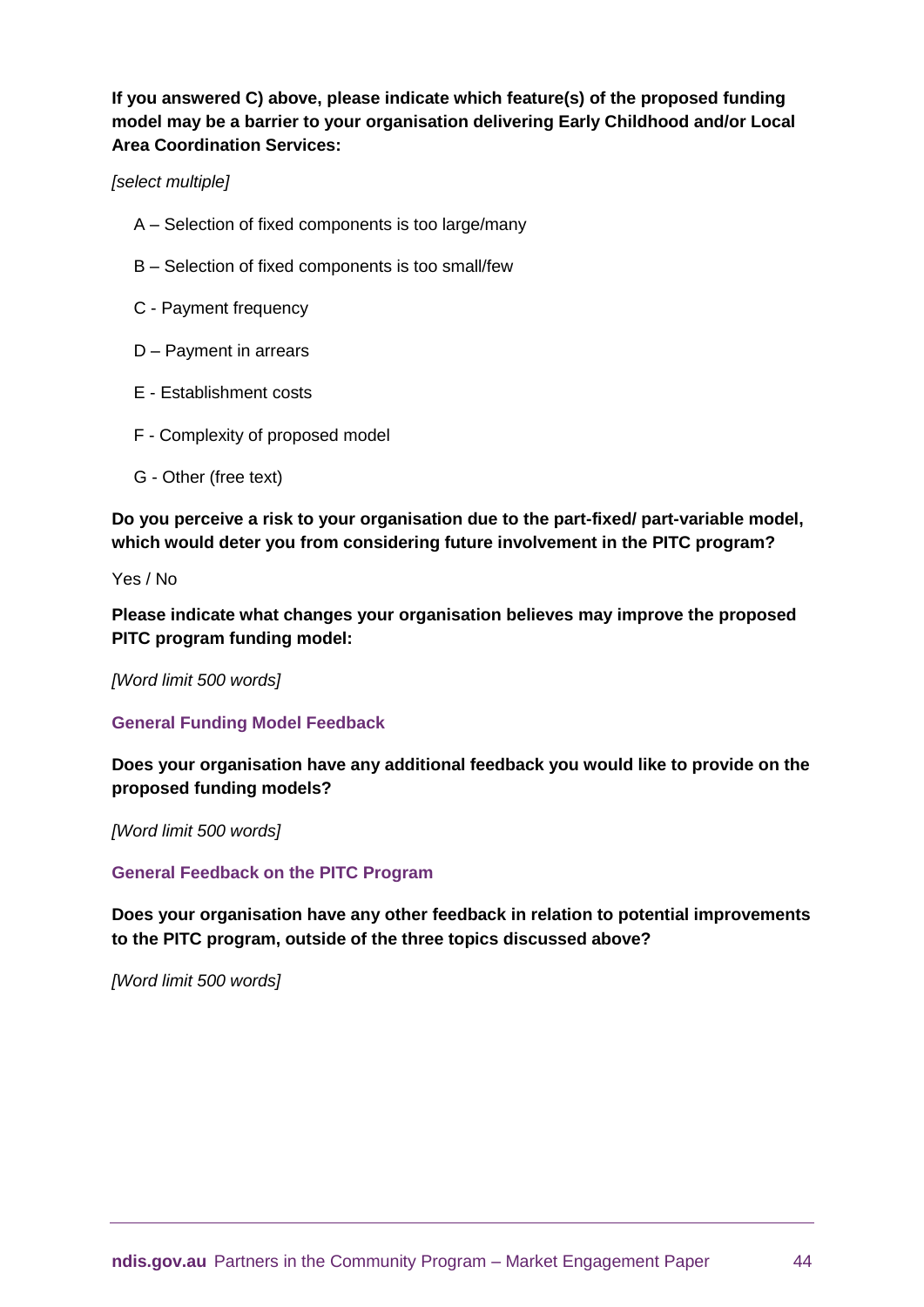**If you answered C) above, please indicate which feature(s) of the proposed funding model may be a barrier to your organisation delivering Early Childhood and/or Local Area Coordination Services:**

*[select multiple]*

- A – Selection of fixed components is too large/many
- B – Selection of fixed components is too small/few
- C - Payment frequency
- D – Payment in arrears
- E - Establishment costs
- F - Complexity of proposed model
- G - Other (free text)

**Do you perceive a risk to your organisation due to the part-fixed/ part-variable model, which would deter you from considering future involvement in the PITC program?**

Yes / No

**Please indicate what changes your organisation believes may improve the proposed PITC program funding model:**

*[Word limit 500 words]*

### General Funding Model Feedback

**Does your organisation have any additional feedback you would like to provide on the proposed funding models?**

*[Word limit 500 words]*

### General Feedback on the PITC Program

**Does your organisation have any other feedback in relation to potential improvements to the PITC program, outside of the three topics discussed above?**

*[Word limit 500 words]*